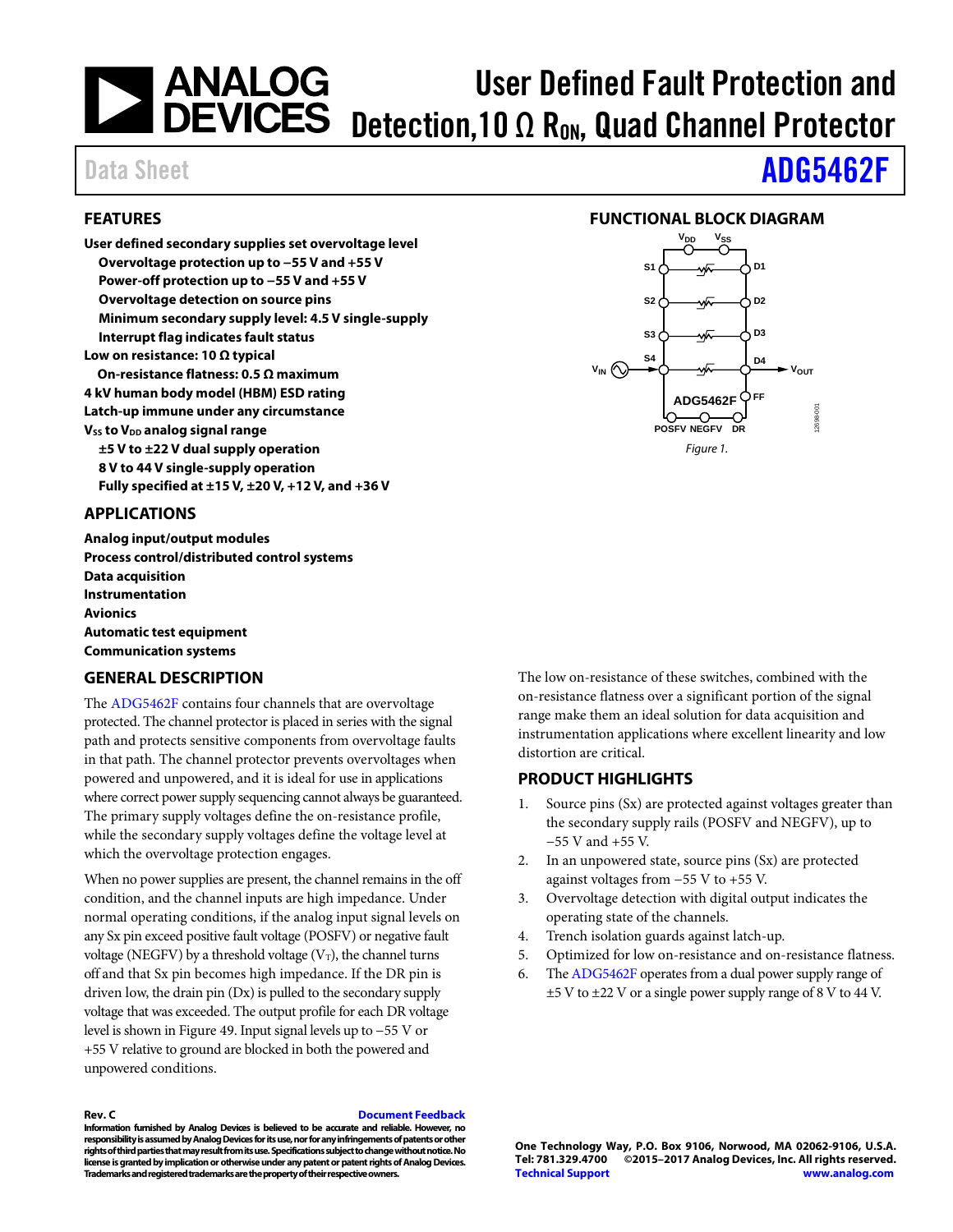# User Defined Fault Protection and Detection, 10 Ω $R_{ON}$, Quad Channel Protector

Data Sheet **ADG5462F**

## FEATURES

**User defined secondary supplies set overvoltage level**
- **Overvoltage protection up to −55 V and +55 V**
- **Power-off protection up to −55 V and +55 V**
- **Overvoltage detection on source pins**
- **Minimum secondary supply level: 4.5 V single-supply**
- **Interrupt flag indicates fault status**

**Low on resistance: 10 Ω typical**
- **On-resistance flatness: 0.5 Ω maximum**

**4 kV human body model (HBM) ESD rating**

**Latch-up immune under any circumstance**

**$V_{SS}$ to $V_{DD}$ analog signal range**
- **±5 V to ±22 V dual supply operation**
- **8 V to 44 V single-supply operation**
- **Fully specified at ±15 V, ±20 V, +12 V, and +36 V**

## APPLICATIONS

**Analog input/output modules**
**Process control/distributed control systems**
**Data acquisition**
**Instrumentation**
**Avionics**
**Automatic test equipment**
**Communication systems**

## FUNCTIONAL BLOCK DIAGRAM

*Figure 1.*

## GENERAL DESCRIPTION

The ADG5462F contains four channels that are overvoltage protected. The channel protector is placed in series with the signal path and protects sensitive components from overvoltage faults in that path. The channel protector prevents overvoltages when powered and unpowered, and it is ideal for use in applications where correct power supply sequencing cannot always be guaranteed. The primary supply voltages define the on-resistance profile, while the secondary supply voltages define the voltage level at which the overvoltage protection engages.

When no power supplies are present, the channel remains in the off condition, and the channel inputs are high impedance. Under normal operating conditions, if the analog input signal levels on any Sx pin exceed positive fault voltage (POSFV) or negative fault voltage (NEGFV) by a threshold voltage ($V_T$), the channel turns off and that Sx pin becomes high impedance. If the DR pin is driven low, the drain pin (Dx) is pulled to the secondary supply voltage that was exceeded. The output profile for each DR voltage level is shown in Figure 49. Input signal levels up to −55 V or +55 V relative to ground are blocked in both the powered and unpowered conditions.

The low on-resistance of these switches, combined with the on-resistance flatness over a significant portion of the signal range make them an ideal solution for data acquisition and instrumentation applications where excellent linearity and low distortion are critical.

## PRODUCT HIGHLIGHTS

1. Source pins (Sx) are protected against voltages greater than the secondary supply rails (POSFV and NEGFV), up to −55 V and +55 V.
2. In an unpowered state, source pins (Sx) are protected against voltages from −55 V to +55 V.
3. Overvoltage detection with digital output indicates the operating state of the channels.
4. Trench isolation guards against latch-up.
5. Optimized for low on-resistance and on-resistance flatness.
6. The ADG5462F operates from a dual power supply range of ±5 V to ±22 V or a single power supply range of 8 V to 44 V.

**Rev. C** Document Feedback
**Information furnished by Analog Devices is believed to be accurate and reliable. However, no responsibility is assumed by Analog Devices for its use, nor for any infringements of patents or other rights of third parties that may result from its use. Specifications subject to change without notice. No license is granted by implication or otherwise under any patent or patent rights of Analog Devices. Trademarks and registered trademarks are the property of their respective owners.**

**One Technology Way, P.O. Box 9106, Norwood, MA 02062-9106, U.S.A.**
**Tel: 781.329.4700 ©2015–2017 Analog Devices, Inc. All rights reserved.**
**Technical Support www.analog.com**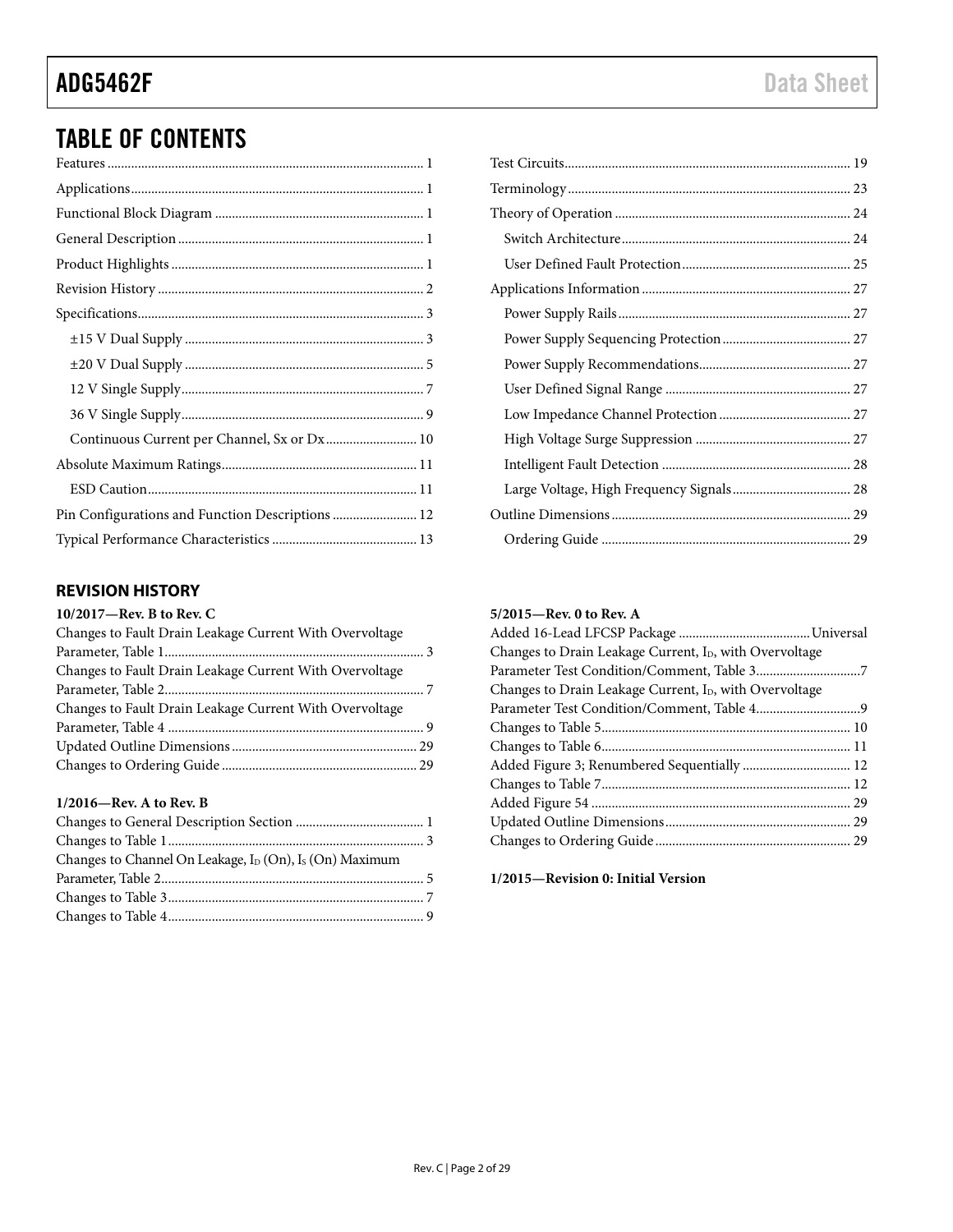## TABLE OF CONTENTS

Features ... 1
Applications ... 1
Functional Block Diagram ... 1
General Description ... 1
Product Highlights ... 1
Revision History ... 2
Specifications ... 3
- ±15 V Dual Supply ... 3
- ±20 V Dual Supply ... 5
- 12 V Single Supply ... 7
- 36 V Single Supply ... 9
- Continuous Current per Channel, Sx or Dx ... 10

Absolute Maximum Ratings ... 11
- ESD Caution ... 11

Pin Configurations and Function Descriptions ... 12
Typical Performance Characteristics ... 13
Test Circuits ... 19
Terminology ... 23
Theory of Operation ... 24
- Switch Architecture ... 24
- User Defined Fault Protection ... 25

Applications Information ... 27
- Power Supply Rails ... 27
- Power Supply Sequencing Protection ... 27
- Power Supply Recommendations ... 27
- User Defined Signal Range ... 27
- Low Impedance Channel Protection ... 27
- High Voltage Surge Suppression ... 27
- Intelligent Fault Detection ... 28
- Large Voltage, High Frequency Signals ... 28

Outline Dimensions ... 29
- Ordering Guide ... 29

### REVISION HISTORY

**10/2017—Rev. B to Rev. C**

Changes to Fault Drain Leakage Current With Overvoltage Parameter, Table 1 ... 3
Changes to Fault Drain Leakage Current With Overvoltage Parameter, Table 2 ... 7
Changes to Fault Drain Leakage Current With Overvoltage Parameter, Table 4 ... 9
Updated Outline Dimensions ... 29
Changes to Ordering Guide ... 29

**1/2016—Rev. A to Rev. B**

Changes to General Description Section ... 1
Changes to Table 1 ... 3
Changes to Channel On Leakage, $I_D$ (On), $I_S$ (On) Maximum Parameter, Table 2 ... 5
Changes to Table 3 ... 7
Changes to Table 4 ... 9

**5/2015—Rev. 0 to Rev. A**

Added 16-Lead LFCSP Package ... Universal
Changes to Drain Leakage Current, $I_D$, with Overvoltage Parameter Test Condition/Comment, Table 3 ... 7
Changes to Drain Leakage Current, $I_D$, with Overvoltage Parameter Test Condition/Comment, Table 4 ... 9
Changes to Table 5 ... 10
Changes to Table 6 ... 11
Added Figure 3; Renumbered Sequentially ... 12
Changes to Table 7 ... 12
Added Figure 54 ... 29
Updated Outline Dimensions ... 29
Changes to Ordering Guide ... 29

**1/2015—Revision 0: Initial Version**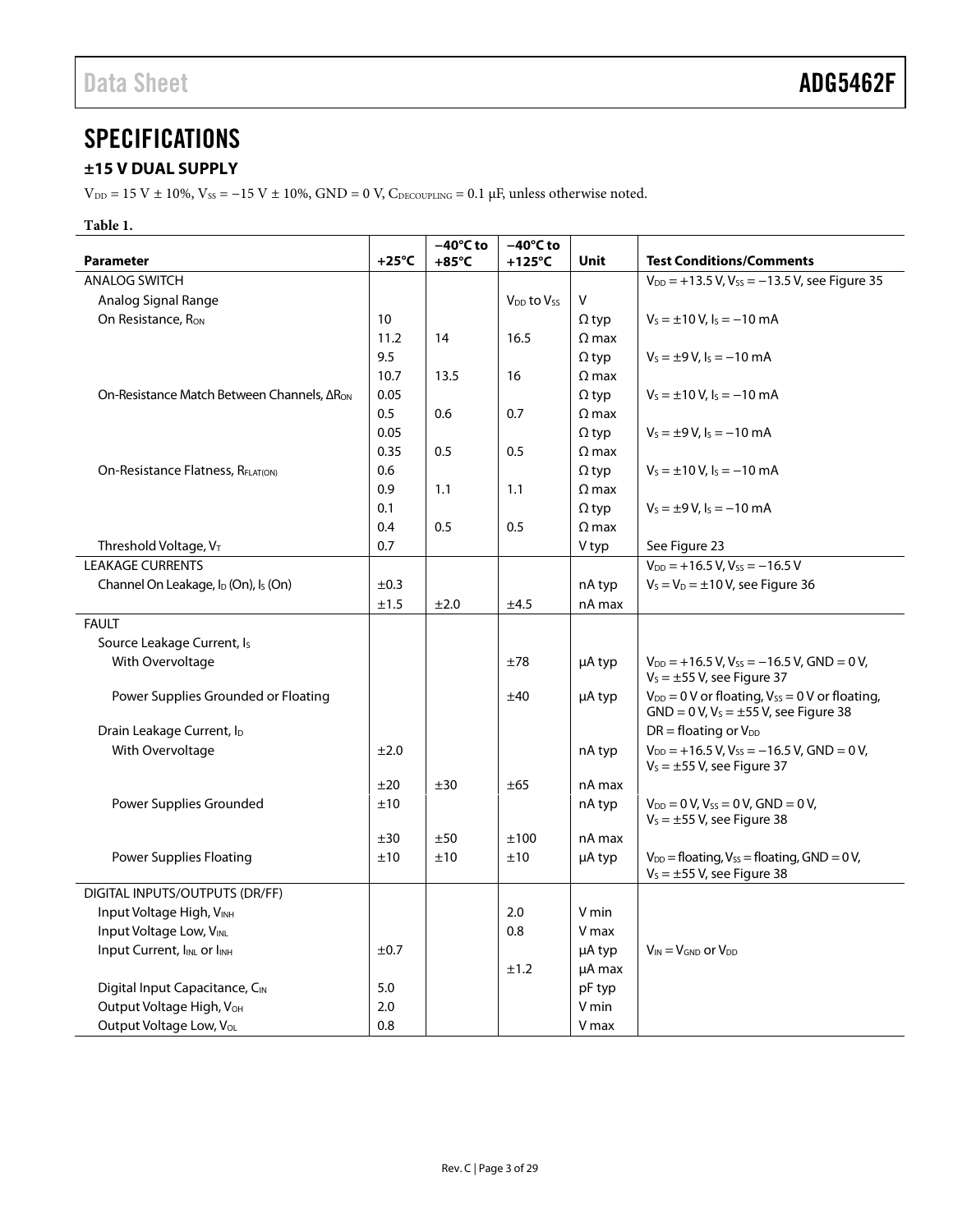# SPECIFICATIONS

## ±15 V DUAL SUPPLY

$V_{DD}$ = 15 V ± 10%, $V_{SS}$ = −15 V ± 10%, GND = 0 V, $C_{DECOUPLING}$ = 0.1 µF, unless otherwise noted.

**Table 1.**

| Parameter | +25°C | −40°C to +85°C | −40°C to +125°C | Unit | Test Conditions/Comments |
|---|---|---|---|---|---|
| ANALOG SWITCH | | | | | $V_{DD}$ = +13.5 V, $V_{SS}$ = −13.5 V, see Figure 35 |
| Analog Signal Range | | | $V_{DD}$ to $V_{SS}$ | V | |
| On Resistance, $R_{ON}$ | 10 | | | Ω typ | $V_S$ = ±10 V, $I_S$ = −10 mA |
| | 11.2 | 14 | 16.5 | Ω max | |
| | 9.5 | | | Ω typ | $V_S$ = ±9 V, $I_S$ = −10 mA |
| | 10.7 | 13.5 | 16 | Ω max | |
| On-Resistance Match Between Channels, $\Delta R_{ON}$ | 0.05 | | | Ω typ | $V_S$ = ±10 V, $I_S$ = −10 mA |
| | 0.5 | 0.6 | 0.7 | Ω max | |
| | 0.05 | | | Ω typ | $V_S$ = ±9 V, $I_S$ = −10 mA |
| | 0.35 | 0.5 | 0.5 | Ω max | |
| On-Resistance Flatness, $R_{FLAT(ON)}$ | 0.6 | | | Ω typ | $V_S$ = ±10 V, $I_S$ = −10 mA |
| | 0.9 | 1.1 | 1.1 | Ω max | |
| | 0.1 | | | Ω typ | $V_S$ = ±9 V, $I_S$ = −10 mA |
| | 0.4 | 0.5 | 0.5 | Ω max | |
| Threshold Voltage, $V_T$ | 0.7 | | | V typ | See Figure 23 |
| LEAKAGE CURRENTS | | | | | $V_{DD}$ = +16.5 V, $V_{SS}$ = −16.5 V |
| Channel On Leakage, $I_D$ (On), $I_S$ (On) | ±0.3 | | | nA typ | $V_S$ = $V_D$ = ±10 V, see Figure 36 |
| | ±1.5 | ±2.0 | ±4.5 | nA max | |
| FAULT | | | | | |
| Source Leakage Current, $I_S$ | | | | | |
| With Overvoltage | | | ±78 | µA typ | $V_{DD}$ = +16.5 V, $V_{SS}$ = −16.5 V, GND = 0 V, $V_S$ = ±55 V, see Figure 37 |
| Power Supplies Grounded or Floating | | | ±40 | µA typ | $V_{DD}$ = 0 V or floating, $V_{SS}$ = 0 V or floating, GND = 0 V, $V_S$ = ±55 V, see Figure 38 |
| Drain Leakage Current, $I_D$ | | | | | DR = floating or $V_{DD}$ |
| With Overvoltage | ±2.0 | | | nA typ | $V_{DD}$ = +16.5 V, $V_{SS}$ = −16.5 V, GND = 0 V, $V_S$ = ±55 V, see Figure 37 |
| | ±20 | ±30 | ±65 | nA max | |
| Power Supplies Grounded | ±10 | | | nA typ | $V_{DD}$ = 0 V, $V_{SS}$ = 0 V, GND = 0 V, $V_S$ = ±55 V, see Figure 38 |
| | ±30 | ±50 | ±100 | nA max | |
| Power Supplies Floating | ±10 | ±10 | ±10 | µA typ | $V_{DD}$ = floating, $V_{SS}$ = floating, GND = 0 V, $V_S$ = ±55 V, see Figure 38 |
| DIGITAL INPUTS/OUTPUTS (DR/FF) | | | | | |
| Input Voltage High, $V_{INH}$ | | | 2.0 | V min | |
| Input Voltage Low, $V_{INL}$ | | | 0.8 | V max | |
| Input Current, $I_{INL}$ or $I_{INH}$ | ±0.7 | | | µA typ | $V_{IN}$ = $V_{GND}$ or $V_{DD}$ |
| | | | ±1.2 | µA max | |
| Digital Input Capacitance, $C_{IN}$ | 5.0 | | | pF typ | |
| Output Voltage High, $V_{OH}$ | 2.0 | | | V min | |
| Output Voltage Low, $V_{OL}$ | 0.8 | | | V max | |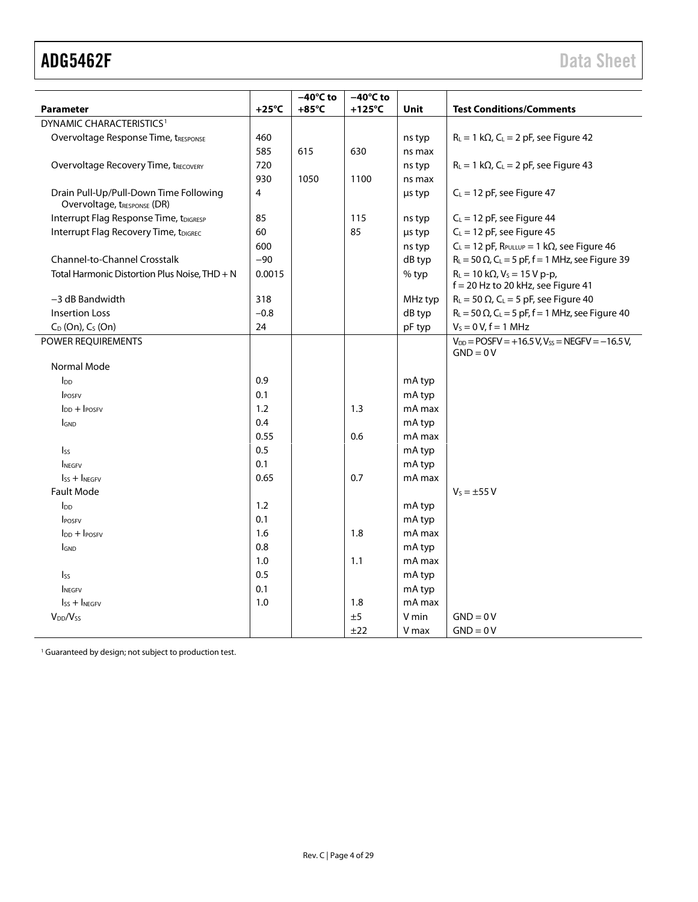| Parameter | +25°C | −40°C to +85°C | −40°C to +125°C | Unit | Test Conditions/Comments |
|---|---|---|---|---|---|
| DYNAMIC CHARACTERISTICS[1] | | | | | |
| Overvoltage Response Time, $t_{RESPONSE}$ | 460 | | | ns typ | $R_L$ = 1 kΩ, $C_L$ = 2 pF, see Figure 42 |
| | 585 | 615 | 630 | ns max | |
| Overvoltage Recovery Time, $t_{RECOVERY}$ | 720 | | | ns typ | $R_L$ = 1 kΩ, $C_L$ = 2 pF, see Figure 43 |
| | 930 | 1050 | 1100 | ns max | |
| Drain Pull-Up/Pull-Down Time Following Overvoltage, $t_{RESPONSE}$ (DR) | 4 | | | μs typ | $C_L$ = 12 pF, see Figure 47 |
| Interrupt Flag Response Time, $t_{DIGRESP}$ | 85 | | 115 | ns typ | $C_L$ = 12 pF, see Figure 44 |
| Interrupt Flag Recovery Time, $t_{DIGREC}$ | 60 | | 85 | μs typ | $C_L$ = 12 pF, see Figure 45 |
| | 600 | | | ns typ | $C_L$ = 12 pF, $R_{PULLUP}$ = 1 kΩ, see Figure 46 |
| Channel-to-Channel Crosstalk | −90 | | | dB typ | $R_L$ = 50 Ω, $C_L$ = 5 pF, f = 1 MHz, see Figure 39 |
| Total Harmonic Distortion Plus Noise, THD + N | 0.0015 | | | % typ | $R_L$ = 10 kΩ, $V_S$ = 15 V p-p, f = 20 Hz to 20 kHz, see Figure 41 |
| −3 dB Bandwidth | 318 | | | MHz typ | $R_L$ = 50 Ω, $C_L$ = 5 pF, see Figure 40 |
| Insertion Loss | −0.8 | | | dB typ | $R_L$ = 50 Ω, $C_L$ = 5 pF, f = 1 MHz, see Figure 40 |
| $C_D$ (On), $C_S$ (On) | 24 | | | pF typ | $V_S$ = 0 V, f = 1 MHz |
| POWER REQUIREMENTS | | | | | $V_{DD}$ = POSFV = +16.5 V, $V_{SS}$ = NEGFV = −16.5 V, GND = 0 V |
| Normal Mode | | | | | |
| $I_{DD}$ | 0.9 | | | mA typ | |
| $I_{POSFV}$ | 0.1 | | | mA typ | |
| $I_{DD}$ + $I_{POSFV}$ | 1.2 | | 1.3 | mA max | |
| $I_{GND}$ | 0.4 | | | mA typ | |
| | 0.55 | | 0.6 | mA max | |
| $I_{SS}$ | 0.5 | | | mA typ | |
| $I_{NEGFV}$ | 0.1 | | | mA typ | |
| $I_{SS}$ + $I_{NEGFV}$ | 0.65 | | 0.7 | mA max | |
| Fault Mode | | | | | $V_S$ = ±55 V |
| $I_{DD}$ | 1.2 | | | mA typ | |
| $I_{POSFV}$ | 0.1 | | | mA typ | |
| $I_{DD}$ + $I_{POSFV}$ | 1.6 | | 1.8 | mA max | |
| $I_{GND}$ | 0.8 | | | mA typ | |
| | 1.0 | | 1.1 | mA max | |
| $I_{SS}$ | 0.5 | | | mA typ | |
| $I_{NEGFV}$ | 0.1 | | | mA typ | |
| $I_{SS}$ + $I_{NEGFV}$ | 1.0 | | 1.8 | mA max | |
| $V_{DD}$/$V_{SS}$ | | | ±5 | V min | GND = 0 V |
| | | | ±22 | V max | GND = 0 V |

[1] Guaranteed by design; not subject to production test.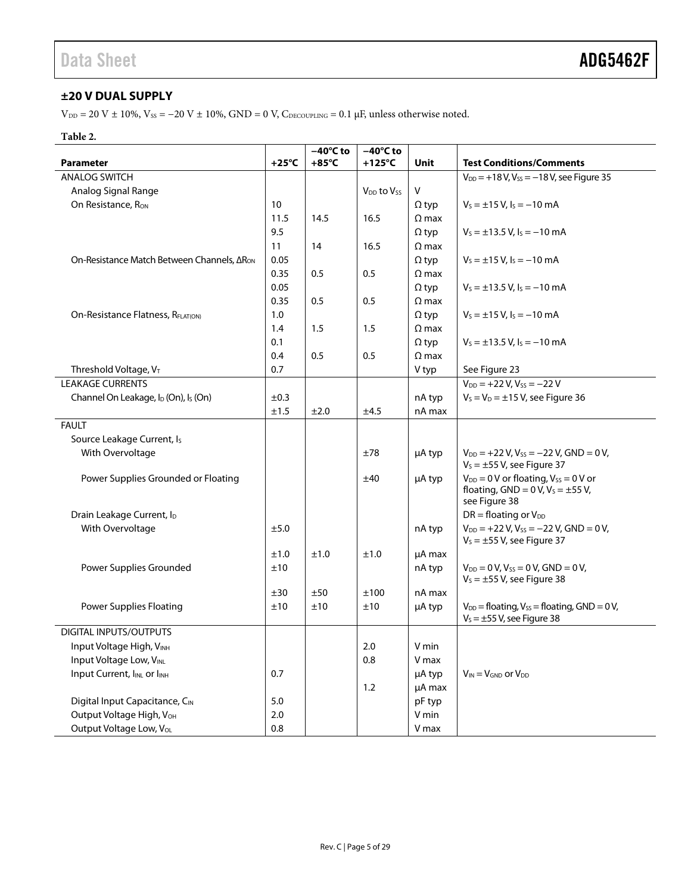## ±20 V DUAL SUPPLY

$V_{DD}$ = 20 V ± 10%, $V_{SS}$ = −20 V ± 10%, GND = 0 V, $C_{DECOUPLING}$ = 0.1 μF, unless otherwise noted.

**Table 2.**

| Parameter | +25°C | −40°C to +85°C | −40°C to +125°C | Unit | Test Conditions/Comments |
|---|---|---|---|---|---|
| ANALOG SWITCH | | | | | $V_{DD}$ = +18 V, $V_{SS}$ = −18 V, see Figure 35 |
| Analog Signal Range | | | $V_{DD}$ to $V_{SS}$ | V | |
| On Resistance, $R_{ON}$ | 10 | | | Ω typ | $V_S$ = ±15 V, $I_S$ = −10 mA |
| | 11.5 | 14.5 | 16.5 | Ω max | |
| | 9.5 | | | Ω typ | $V_S$ = ±13.5 V, $I_S$ = −10 mA |
| | 11 | 14 | 16.5 | Ω max | |
| On-Resistance Match Between Channels, $\Delta R_{ON}$ | 0.05 | | | Ω typ | $V_S$ = ±15 V, $I_S$ = −10 mA |
| | 0.35 | 0.5 | 0.5 | Ω max | |
| | 0.05 | | | Ω typ | $V_S$ = ±13.5 V, $I_S$ = −10 mA |
| | 0.35 | 0.5 | 0.5 | Ω max | |
| On-Resistance Flatness, $R_{FLAT(ON)}$ | 1.0 | | | Ω typ | $V_S$ = ±15 V, $I_S$ = −10 mA |
| | 1.4 | 1.5 | 1.5 | Ω max | |
| | 0.1 | | | Ω typ | $V_S$ = ±13.5 V, $I_S$ = −10 mA |
| | 0.4 | 0.5 | 0.5 | Ω max | |
| Threshold Voltage, $V_T$ | 0.7 | | | V typ | See Figure 23 |
| LEAKAGE CURRENTS | | | | | $V_{DD}$ = +22 V, $V_{SS}$ = −22 V |
| Channel On Leakage, $I_D$ (On), $I_S$ (On) | ±0.3 | | | nA typ | $V_S$ = $V_D$ = ±15 V, see Figure 36 |
| | ±1.5 | ±2.0 | ±4.5 | nA max | |
| FAULT | | | | | |
| Source Leakage Current, $I_S$ | | | | | |
| With Overvoltage | | | ±78 | μA typ | $V_{DD}$ = +22 V, $V_{SS}$ = −22 V, GND = 0 V, $V_S$ = ±55 V, see Figure 37 |
| Power Supplies Grounded or Floating | | | ±40 | μA typ | $V_{DD}$ = 0 V or floating, $V_{SS}$ = 0 V or floating, GND = 0 V, $V_S$ = ±55 V, see Figure 38 |
| Drain Leakage Current, $I_D$ | | | | | DR = floating or $V_{DD}$ |
| With Overvoltage | ±5.0 | | | nA typ | $V_{DD}$ = +22 V, $V_{SS}$ = −22 V, GND = 0 V, $V_S$ = ±55 V, see Figure 37 |
| | ±1.0 | ±1.0 | ±1.0 | μA max | |
| Power Supplies Grounded | ±10 | | | nA typ | $V_{DD}$ = 0 V, $V_{SS}$ = 0 V, GND = 0 V, $V_S$ = ±55 V, see Figure 38 |
| | ±30 | ±50 | ±100 | nA max | |
| Power Supplies Floating | ±10 | ±10 | ±10 | μA typ | $V_{DD}$ = floating, $V_{SS}$ = floating, GND = 0 V, $V_S$ = ±55 V, see Figure 38 |
| DIGITAL INPUTS/OUTPUTS | | | | | |
| Input Voltage High, $V_{INH}$ | | | 2.0 | V min | |
| Input Voltage Low, $V_{INL}$ | | | 0.8 | V max | |
| Input Current, $I_{INL}$ or $I_{INH}$ | 0.7 | | | μA typ | $V_{IN}$ = $V_{GND}$ or $V_{DD}$ |
| | | | 1.2 | μA max | |
| Digital Input Capacitance, $C_{IN}$ | 5.0 | | | pF typ | |
| Output Voltage High, $V_{OH}$ | 2.0 | | | V min | |
| Output Voltage Low, $V_{OL}$ | 0.8 | | | V max | |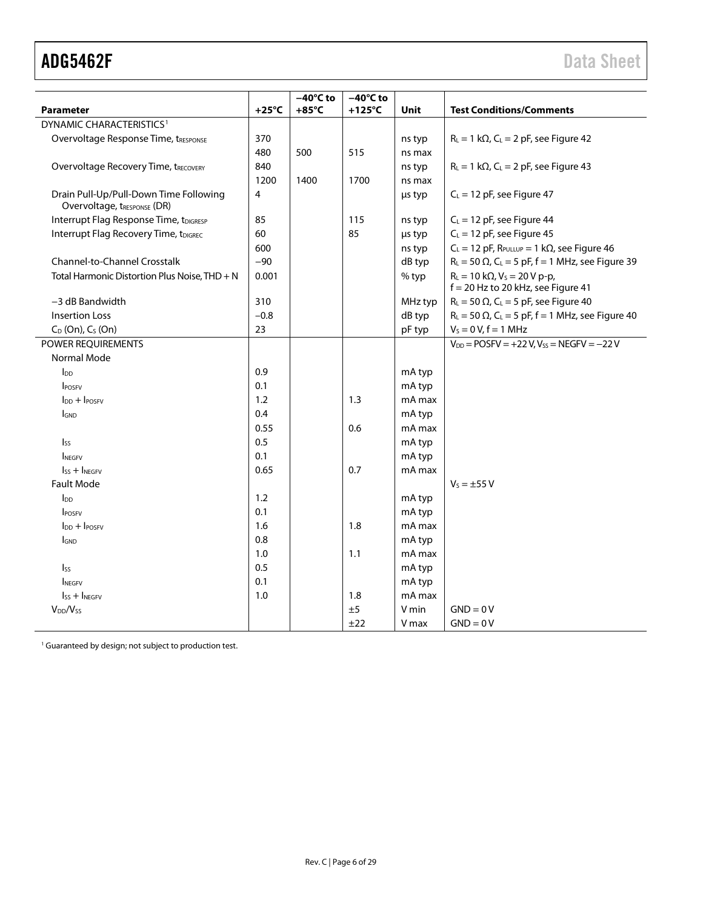| Parameter | +25°C | −40°C to +85°C | −40°C to +125°C | Unit | Test Conditions/Comments |
|---|---|---|---|---|---|
| DYNAMIC CHARACTERISTICS[1] | | | | | |
| Overvoltage Response Time, $t_{RESPONSE}$ | 370 | | | ns typ | $R_L$ = 1 kΩ, $C_L$ = 2 pF, see Figure 42 |
| | 480 | 500 | 515 | ns max | |
| Overvoltage Recovery Time, $t_{RECOVERY}$ | 840 | | | ns typ | $R_L$ = 1 kΩ, $C_L$ = 2 pF, see Figure 43 |
| | 1200 | 1400 | 1700 | ns max | |
| Drain Pull-Up/Pull-Down Time Following Overvoltage, $t_{RESPONSE}$ (DR) | 4 | | | µs typ | $C_L$ = 12 pF, see Figure 47 |
| Interrupt Flag Response Time, $t_{DIGRESP}$ | 85 | | 115 | ns typ | $C_L$ = 12 pF, see Figure 44 |
| Interrupt Flag Recovery Time, $t_{DIGREC}$ | 60 | | 85 | µs typ | $C_L$ = 12 pF, see Figure 45 |
| | 600 | | | ns typ | $C_L$ = 12 pF, $R_{PULLUP}$ = 1 kΩ, see Figure 46 |
| Channel-to-Channel Crosstalk | −90 | | | dB typ | $R_L$ = 50 Ω, $C_L$ = 5 pF, f = 1 MHz, see Figure 39 |
| Total Harmonic Distortion Plus Noise, THD + N | 0.001 | | | % typ | $R_L$ = 10 kΩ, $V_S$ = 20 V p-p, f = 20 Hz to 20 kHz, see Figure 41 |
| −3 dB Bandwidth | 310 | | | MHz typ | $R_L$ = 50 Ω, $C_L$ = 5 pF, see Figure 40 |
| Insertion Loss | −0.8 | | | dB typ | $R_L$ = 50 Ω, $C_L$ = 5 pF, f = 1 MHz, see Figure 40 |
| $C_D$ (On), $C_S$ (On) | 23 | | | pF typ | $V_S$ = 0 V, f = 1 MHz |
| POWER REQUIREMENTS | | | | | $V_{DD}$ = POSFV = +22 V, $V_{SS}$ = NEGFV = −22 V |
| Normal Mode | | | | | |
| $I_{DD}$ | 0.9 | | | mA typ | |
| $I_{POSFV}$ | 0.1 | | | mA typ | |
| $I_{DD}$ + $I_{POSFV}$ | 1.2 | | 1.3 | mA max | |
| $I_{GND}$ | 0.4 | | | mA typ | |
| | 0.55 | | 0.6 | mA max | |
| $I_{SS}$ | 0.5 | | | mA typ | |
| $I_{NEGFV}$ | 0.1 | | | mA typ | |
| $I_{SS}$ + $I_{NEGFV}$ | 0.65 | | 0.7 | mA max | |
| Fault Mode | | | | | $V_S$ = ±55 V |
| $I_{DD}$ | 1.2 | | | mA typ | |
| $I_{POSFV}$ | 0.1 | | | mA typ | |
| $I_{DD}$ + $I_{POSFV}$ | 1.6 | | 1.8 | mA max | |
| $I_{GND}$ | 0.8 | | | mA typ | |
| | 1.0 | | 1.1 | mA max | |
| $I_{SS}$ | 0.5 | | | mA typ | |
| $I_{NEGFV}$ | 0.1 | | | mA typ | |
| $I_{SS}$ + $I_{NEGFV}$ | 1.0 | | 1.8 | mA max | |
| $V_{DD}$/$V_{SS}$ | | | ±5 | V min | GND = 0 V |
| | | | ±22 | V max | GND = 0 V |

[1] Guaranteed by design; not subject to production test.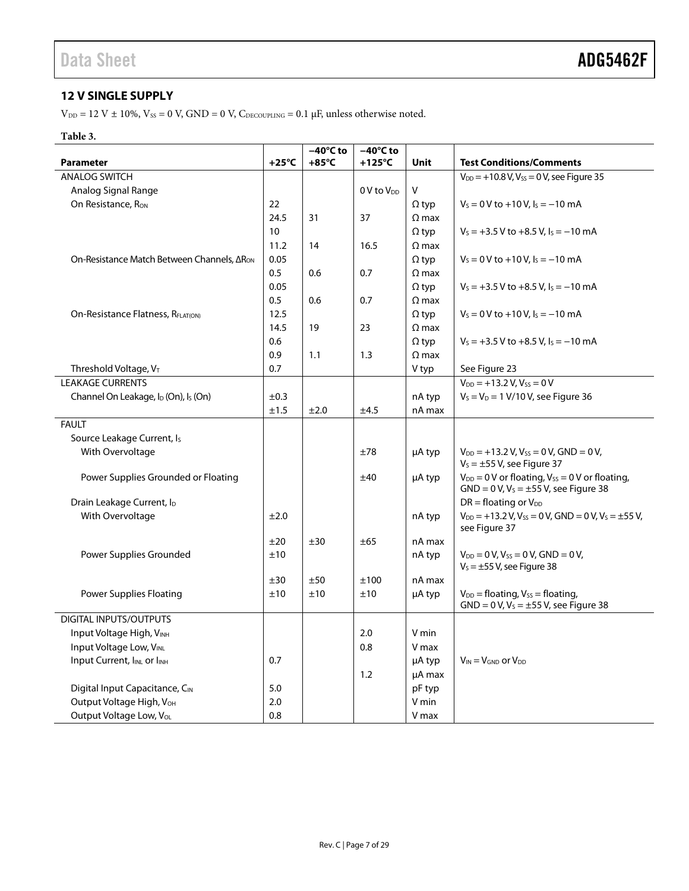## 12 V SINGLE SUPPLY

$V_{DD}$ = 12 V ± 10%, $V_{SS}$ = 0 V, GND = 0 V, $C_{DECOUPLING}$ = 0.1 μF, unless otherwise noted.

**Table 3.**

| Parameter | +25°C | −40°C to +85°C | −40°C to +125°C | Unit | Test Conditions/Comments |
|---|---|---|---|---|---|
| ANALOG SWITCH | | | | | $V_{DD}$ = +10.8 V, $V_{SS}$ = 0 V, see Figure 35 |
| Analog Signal Range | | | 0 V to $V_{DD}$ | V | |
| On Resistance, $R_{ON}$ | 22 | | | Ω typ | $V_S$ = 0 V to +10 V, $I_S$ = −10 mA |
| | 24.5 | 31 | 37 | Ω max | |
| | 10 | | | Ω typ | $V_S$ = +3.5 V to +8.5 V, $I_S$ = −10 mA |
| | 11.2 | 14 | 16.5 | Ω max | |
| On-Resistance Match Between Channels, $\Delta R_{ON}$ | 0.05 | | | Ω typ | $V_S$ = 0 V to +10 V, $I_S$ = −10 mA |
| | 0.5 | 0.6 | 0.7 | Ω max | |
| | 0.05 | | | Ω typ | $V_S$ = +3.5 V to +8.5 V, $I_S$ = −10 mA |
| | 0.5 | 0.6 | 0.7 | Ω max | |
| On-Resistance Flatness, $R_{FLAT(ON)}$ | 12.5 | | | Ω typ | $V_S$ = 0 V to +10 V, $I_S$ = −10 mA |
| | 14.5 | 19 | 23 | Ω max | |
| | 0.6 | | | Ω typ | $V_S$ = +3.5 V to +8.5 V, $I_S$ = −10 mA |
| | 0.9 | 1.1 | 1.3 | Ω max | |
| Threshold Voltage, $V_T$ | 0.7 | | | V typ | See Figure 23 |
| LEAKAGE CURRENTS | | | | | $V_{DD}$ = +13.2 V, $V_{SS}$ = 0 V |
| Channel On Leakage, $I_D$ (On), $I_S$ (On) | ±0.3 | | | nA typ | $V_S$ = $V_D$ = 1 V/10 V, see Figure 36 |
| | ±1.5 | ±2.0 | ±4.5 | nA max | |
| FAULT | | | | | |
| Source Leakage Current, $I_S$ | | | | | |
| With Overvoltage | | | ±78 | μA typ | $V_{DD}$ = +13.2 V, $V_{SS}$ = 0 V, GND = 0 V, $V_S$ = ±55 V, see Figure 37 |
| Power Supplies Grounded or Floating | | | ±40 | μA typ | $V_{DD}$ = 0 V or floating, $V_{SS}$ = 0 V or floating, GND = 0 V, $V_S$ = ±55 V, see Figure 38 |
| Drain Leakage Current, $I_D$ | | | | | DR = floating or $V_{DD}$ |
| With Overvoltage | ±2.0 | | | nA typ | $V_{DD}$ = +13.2 V, $V_{SS}$ = 0 V, GND = 0 V, $V_S$ = ±55 V, see Figure 37 |
| | ±20 | ±30 | ±65 | nA max | |
| Power Supplies Grounded | ±10 | | | nA typ | $V_{DD}$ = 0 V, $V_{SS}$ = 0 V, GND = 0 V, $V_S$ = ±55 V, see Figure 38 |
| | ±30 | ±50 | ±100 | nA max | |
| Power Supplies Floating | ±10 | ±10 | ±10 | μA typ | $V_{DD}$ = floating, $V_{SS}$ = floating, GND = 0 V, $V_S$ = ±55 V, see Figure 38 |
| DIGITAL INPUTS/OUTPUTS | | | | | |
| Input Voltage High, $V_{INH}$ | | | 2.0 | V min | |
| Input Voltage Low, $V_{INL}$ | | | 0.8 | V max | |
| Input Current, $I_{INL}$ or $I_{INH}$ | 0.7 | | | μA typ | $V_{IN}$ = $V_{GND}$ or $V_{DD}$ |
| | | | 1.2 | μA max | |
| Digital Input Capacitance, $C_{IN}$ | 5.0 | | | pF typ | |
| Output Voltage High, $V_{OH}$ | 2.0 | | | V min | |
| Output Voltage Low, $V_{OL}$ | 0.8 | | | V max | |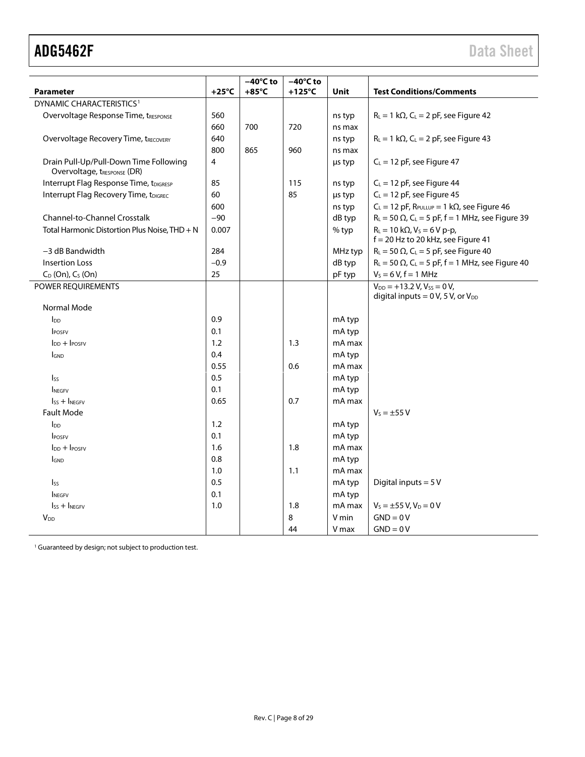| Parameter | +25°C | −40°C to +85°C | −40°C to +125°C | Unit | Test Conditions/Comments |
|---|---|---|---|---|---|
| DYNAMIC CHARACTERISTICS[1] | | | | | |
| Overvoltage Response Time, $t_{RESPONSE}$ | 560 | | | ns typ | $R_L$ = 1 kΩ, $C_L$ = 2 pF, see Figure 42 |
| | 660 | 700 | 720 | ns max | |
| Overvoltage Recovery Time, $t_{RECOVERY}$ | 640 | | | ns typ | $R_L$ = 1 kΩ, $C_L$ = 2 pF, see Figure 43 |
| | 800 | 865 | 960 | ns max | |
| Drain Pull-Up/Pull-Down Time Following Overvoltage, $t_{RESPONSE}$ (DR) | 4 | | | µs typ | $C_L$ = 12 pF, see Figure 47 |
| Interrupt Flag Response Time, $t_{DIGRESP}$ | 85 | | 115 | ns typ | $C_L$ = 12 pF, see Figure 44 |
| Interrupt Flag Recovery Time, $t_{DIGREC}$ | 60 | | 85 | µs typ | $C_L$ = 12 pF, see Figure 45 |
| | 600 | | | ns typ | $C_L$ = 12 pF, $R_{PULLUP}$ = 1 kΩ, see Figure 46 |
| Channel-to-Channel Crosstalk | −90 | | | dB typ | $R_L$ = 50 Ω, $C_L$ = 5 pF, f = 1 MHz, see Figure 39 |
| Total Harmonic Distortion Plus Noise, THD + N | 0.007 | | | % typ | $R_L$ = 10 kΩ, $V_S$ = 6 V p-p, f = 20 Hz to 20 kHz, see Figure 41 |
| −3 dB Bandwidth | 284 | | | MHz typ | $R_L$ = 50 Ω, $C_L$ = 5 pF, see Figure 40 |
| Insertion Loss | −0.9 | | | dB typ | $R_L$ = 50 Ω, $C_L$ = 5 pF, f = 1 MHz, see Figure 40 |
| $C_D$ (On), $C_S$ (On) | 25 | | | pF typ | $V_S$ = 6 V, f = 1 MHz |
| POWER REQUIREMENTS | | | | | $V_{DD}$ = +13.2 V, $V_{SS}$ = 0 V, digital inputs = 0 V, 5 V, or $V_{DD}$ |
| Normal Mode | | | | | |
| $I_{DD}$ | 0.9 | | | mA typ | |
| $I_{POSFV}$ | 0.1 | | | mA typ | |
| $I_{DD}$ + $I_{POSFV}$ | 1.2 | | 1.3 | mA max | |
| $I_{GND}$ | 0.4 | | | mA typ | |
| | 0.55 | | 0.6 | mA max | |
| $I_{SS}$ | 0.5 | | | mA typ | |
| $I_{NEGFV}$ | 0.1 | | | mA typ | |
| $I_{SS}$ + $I_{NEGFV}$ | 0.65 | | 0.7 | mA max | |
| Fault Mode | | | | | $V_S$ = ±55 V |
| $I_{DD}$ | 1.2 | | | mA typ | |
| $I_{POSFV}$ | 0.1 | | | mA typ | |
| $I_{DD}$ + $I_{POSFV}$ | 1.6 | | 1.8 | mA max | |
| $I_{GND}$ | 0.8 | | | mA typ | |
| | 1.0 | | 1.1 | mA max | |
| $I_{SS}$ | 0.5 | | | mA typ | Digital inputs = 5 V |
| $I_{NEGFV}$ | 0.1 | | | mA typ | |
| $I_{SS}$ + $I_{NEGFV}$ | 1.0 | | 1.8 | mA max | $V_S$ = ±55 V, $V_D$ = 0 V |
| $V_{DD}$ | | | 8 | V min | GND = 0 V |
| | | | 44 | V max | GND = 0 V |

[1] Guaranteed by design; not subject to production test.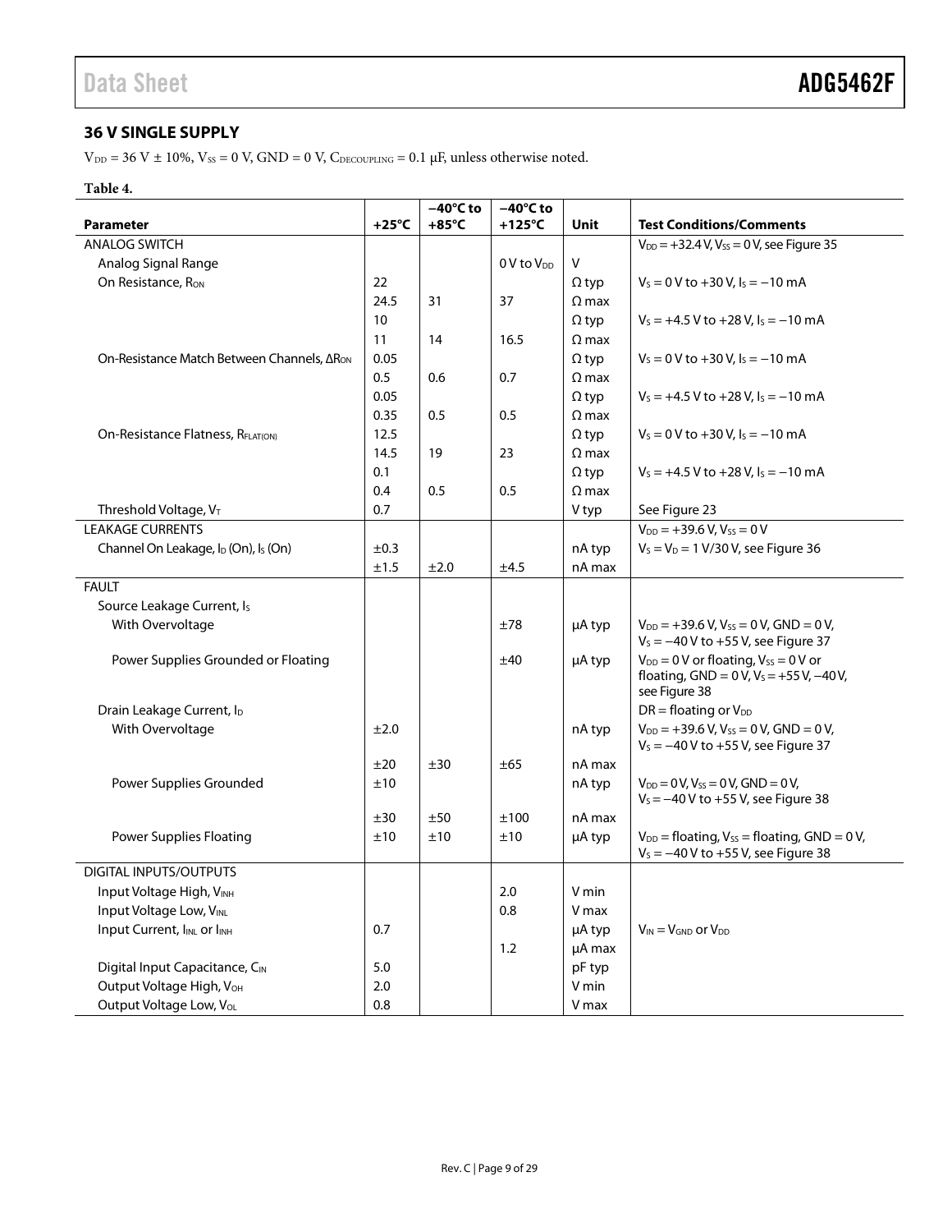## 36 V SINGLE SUPPLY

$V_{DD}$ = 36 V ± 10%, $V_{SS}$ = 0 V, GND = 0 V, $C_{DECOUPLING}$ = 0.1 µF, unless otherwise noted.

**Table 4.**

| Parameter | +25°C | −40°C to +85°C | −40°C to +125°C | Unit | Test Conditions/Comments |
|---|---|---|---|---|---|
| ANALOG SWITCH | | | | | $V_{DD}$ = +32.4 V, $V_{SS}$ = 0 V, see Figure 35 |
| Analog Signal Range | | | 0 V to $V_{DD}$ | V | |
| On Resistance, $R_{ON}$ | 22 | | | Ω typ | $V_S$ = 0 V to +30 V, $I_S$ = −10 mA |
| | 24.5 | 31 | 37 | Ω max | |
| | 10 | | | Ω typ | $V_S$ = +4.5 V to +28 V, $I_S$ = −10 mA |
| | 11 | 14 | 16.5 | Ω max | |
| On-Resistance Match Between Channels, $\Delta R_{ON}$ | 0.05 | | | Ω typ | $V_S$ = 0 V to +30 V, $I_S$ = −10 mA |
| | 0.5 | 0.6 | 0.7 | Ω max | |
| | 0.05 | | | Ω typ | $V_S$ = +4.5 V to +28 V, $I_S$ = −10 mA |
| | 0.35 | 0.5 | 0.5 | Ω max | |
| On-Resistance Flatness, $R_{FLAT(ON)}$ | 12.5 | | | Ω typ | $V_S$ = 0 V to +30 V, $I_S$ = −10 mA |
| | 14.5 | 19 | 23 | Ω max | |
| | 0.1 | | | Ω typ | $V_S$ = +4.5 V to +28 V, $I_S$ = −10 mA |
| | 0.4 | 0.5 | 0.5 | Ω max | |
| Threshold Voltage, $V_T$ | 0.7 | | | V typ | See Figure 23 |
| LEAKAGE CURRENTS | | | | | $V_{DD}$ = +39.6 V, $V_{SS}$ = 0 V |
| Channel On Leakage, $I_D$ (On), $I_S$ (On) | ±0.3 | | | nA typ | $V_S$ = $V_D$ = 1 V/30 V, see Figure 36 |
| | ±1.5 | ±2.0 | ±4.5 | nA max | |
| FAULT | | | | | |
| Source Leakage Current, $I_S$ | | | | | |
| With Overvoltage | | | ±78 | µA typ | $V_{DD}$ = +39.6 V, $V_{SS}$ = 0 V, GND = 0 V, $V_S$ = −40 V to +55 V, see Figure 37 |
| Power Supplies Grounded or Floating | | | ±40 | µA typ | $V_{DD}$ = 0 V or floating, $V_{SS}$ = 0 V or floating, GND = 0 V, $V_S$ = +55 V, −40 V, see Figure 38 |
| Drain Leakage Current, $I_D$ | | | | | DR = floating or $V_{DD}$ |
| With Overvoltage | ±2.0 | | | nA typ | $V_{DD}$ = +39.6 V, $V_{SS}$ = 0 V, GND = 0 V, $V_S$ = −40 V to +55 V, see Figure 37 |
| | ±20 | ±30 | ±65 | nA max | |
| Power Supplies Grounded | ±10 | | | nA typ | $V_{DD}$ = 0 V, $V_{SS}$ = 0 V, GND = 0 V, $V_S$ = −40 V to +55 V, see Figure 38 |
| | ±30 | ±50 | ±100 | nA max | |
| Power Supplies Floating | ±10 | ±10 | ±10 | µA typ | $V_{DD}$ = floating, $V_{SS}$ = floating, GND = 0 V, $V_S$ = −40 V to +55 V, see Figure 38 |
| DIGITAL INPUTS/OUTPUTS | | | | | |
| Input Voltage High, $V_{INH}$ | | | 2.0 | V min | |
| Input Voltage Low, $V_{INL}$ | | | 0.8 | V max | |
| Input Current, $I_{INL}$ or $I_{INH}$ | 0.7 | | | µA typ | $V_{IN}$ = $V_{GND}$ or $V_{DD}$ |
| | | | 1.2 | µA max | |
| Digital Input Capacitance, $C_{IN}$ | 5.0 | | | pF typ | |
| Output Voltage High, $V_{OH}$ | 2.0 | | | V min | |
| Output Voltage Low, $V_{OL}$ | 0.8 | | | V max | |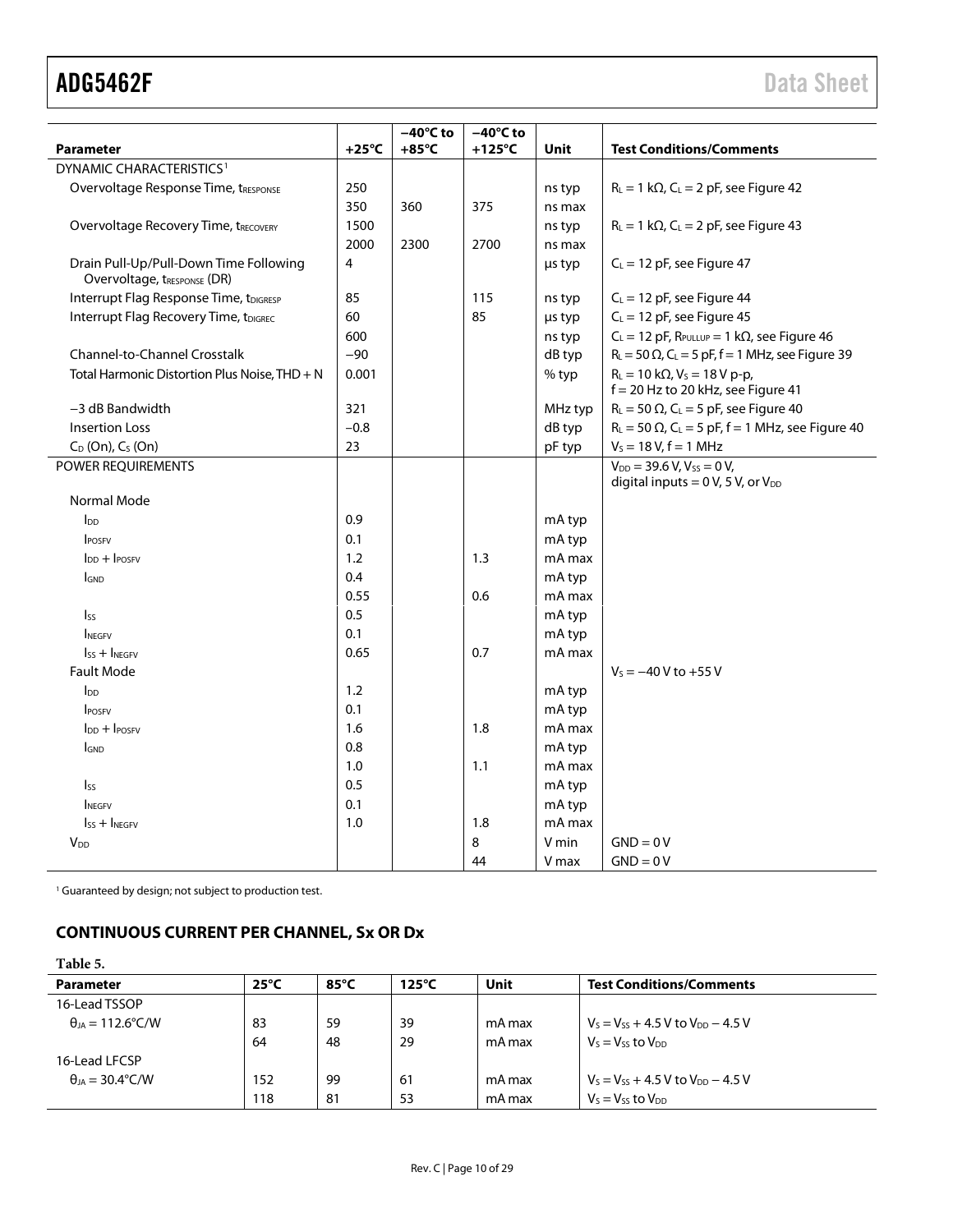| Parameter | +25°C | −40°C to +85°C | −40°C to +125°C | Unit | Test Conditions/Comments |
|---|---|---|---|---|---|
| DYNAMIC CHARACTERISTICS[1] | | | | | |
| Overvoltage Response Time, $t_{RESPONSE}$ | 250 | | | ns typ | $R_L$ = 1 kΩ, $C_L$ = 2 pF, see Figure 42 |
| | 350 | 360 | 375 | ns max | |
| Overvoltage Recovery Time, $t_{RECOVERY}$ | 1500 | | | ns typ | $R_L$ = 1 kΩ, $C_L$ = 2 pF, see Figure 43 |
| | 2000 | 2300 | 2700 | ns max | |
| Drain Pull-Up/Pull-Down Time Following Overvoltage, $t_{RESPONSE}$ (DR) | 4 | | | µs typ | $C_L$ = 12 pF, see Figure 47 |
| Interrupt Flag Response Time, $t_{DIGRESP}$ | 85 | | 115 | ns typ | $C_L$ = 12 pF, see Figure 44 |
| Interrupt Flag Recovery Time, $t_{DIGREC}$ | 60 | | 85 | µs typ | $C_L$ = 12 pF, see Figure 45 |
| | 600 | | | ns typ | $C_L$ = 12 pF, $R_{PULLUP}$ = 1 kΩ, see Figure 46 |
| Channel-to-Channel Crosstalk | −90 | | | dB typ | $R_L$ = 50 Ω, $C_L$ = 5 pF, f = 1 MHz, see Figure 39 |
| Total Harmonic Distortion Plus Noise, THD + N | 0.001 | | | % typ | $R_L$ = 10 kΩ, $V_S$ = 18 V p-p, f = 20 Hz to 20 kHz, see Figure 41 |
| −3 dB Bandwidth | 321 | | | MHz typ | $R_L$ = 50 Ω, $C_L$ = 5 pF, see Figure 40 |
| Insertion Loss | −0.8 | | | dB typ | $R_L$ = 50 Ω, $C_L$ = 5 pF, f = 1 MHz, see Figure 40 |
| $C_D$ (On), $C_S$ (On) | 23 | | | pF typ | $V_S$ = 18 V, f = 1 MHz |
| POWER REQUIREMENTS | | | | | $V_{DD}$ = 39.6 V, $V_{SS}$ = 0 V, digital inputs = 0 V, 5 V, or $V_{DD}$ |
| Normal Mode | | | | | |
| $I_{DD}$ | 0.9 | | | mA typ | |
| $I_{POSFV}$ | 0.1 | | | mA typ | |
| $I_{DD}$ + $I_{POSFV}$ | 1.2 | | 1.3 | mA max | |
| $I_{GND}$ | 0.4 | | | mA typ | |
| | 0.55 | | 0.6 | mA max | |
| $I_{SS}$ | 0.5 | | | mA typ | |
| $I_{NEGFV}$ | 0.1 | | | mA typ | |
| $I_{SS}$ + $I_{NEGFV}$ | 0.65 | | 0.7 | mA max | |
| Fault Mode | | | | | $V_S$ = −40 V to +55 V |
| $I_{DD}$ | 1.2 | | | mA typ | |
| $I_{POSFV}$ | 0.1 | | | mA typ | |
| $I_{DD}$ + $I_{POSFV}$ | 1.6 | | 1.8 | mA max | |
| $I_{GND}$ | 0.8 | | | mA typ | |
| | 1.0 | | 1.1 | mA max | |
| $I_{SS}$ | 0.5 | | | mA typ | |
| $I_{NEGFV}$ | 0.1 | | | mA typ | |
| $I_{SS}$ + $I_{NEGFV}$ | 1.0 | | 1.8 | mA max | |
| $V_{DD}$ | | | 8 | V min | GND = 0 V |
| | | | 44 | V max | GND = 0 V |

[1] Guaranteed by design; not subject to production test.

## CONTINUOUS CURRENT PER CHANNEL, Sx OR Dx

**Table 5.**

| Parameter | 25°C | 85°C | 125°C | Unit | Test Conditions/Comments |
|---|---|---|---|---|---|
| 16-Lead TSSOP | | | | | |
| $\theta_{JA}$ = 112.6°C/W | 83 | 59 | 39 | mA max | $V_S$ = $V_{SS}$ + 4.5 V to $V_{DD}$ − 4.5 V |
| | 64 | 48 | 29 | mA max | $V_S$ = $V_{SS}$ to $V_{DD}$ |
| 16-Lead LFCSP | | | | | |
| $\theta_{JA}$ = 30.4°C/W | 152 | 99 | 61 | mA max | $V_S$ = $V_{SS}$ + 4.5 V to $V_{DD}$ − 4.5 V |
| | 118 | 81 | 53 | mA max | $V_S$ = $V_{SS}$ to $V_{DD}$ |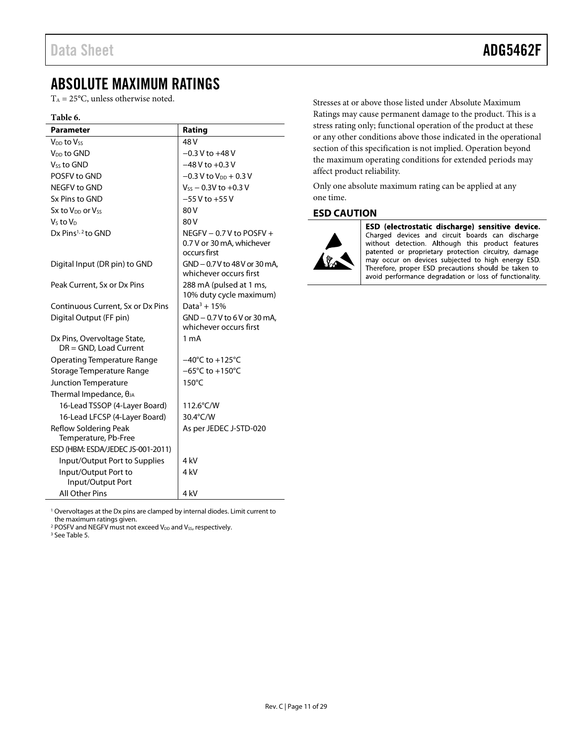# ABSOLUTE MAXIMUM RATINGS

$T_A$ = 25°C, unless otherwise noted.

**Table 6.**

| Parameter | Rating |
|---|---|
| $V_{DD}$ to $V_{SS}$ | 48 V |
| $V_{DD}$ to GND | −0.3 V to +48 V |
| $V_{SS}$ to GND | −48 V to +0.3 V |
| POSFV to GND | −0.3 V to $V_{DD}$ + 0.3 V |
| NEGFV to GND | $V_{SS}$ − 0.3V to +0.3 V |
| Sx Pins to GND | −55 V to +55 V |
| Sx to $V_{DD}$ or $V_{SS}$ | 80 V |
| $V_S$ to $V_D$ | 80 V |
| Dx Pins[1, 2] to GND | NEGFV − 0.7 V to POSFV + 0.7 V or 30 mA, whichever occurs first |
| Digital Input (DR pin) to GND | GND − 0.7 V to 48 V or 30 mA, whichever occurs first |
| Peak Current, Sx or Dx Pins | 288 mA (pulsed at 1 ms, 10% duty cycle maximum) |
| Continuous Current, Sx or Dx Pins | Data[3] + 15% |
| Digital Output (FF pin) | GND − 0.7 V to 6 V or 30 mA, whichever occurs first |
| Dx Pins, Overvoltage State, DR = GND, Load Current | 1 mA |
| Operating Temperature Range | −40°C to +125°C |
| Storage Temperature Range | −65°C to +150°C |
| Junction Temperature | 150°C |
| Thermal Impedance, $\theta_{JA}$ | |
| 16-Lead TSSOP (4-Layer Board) | 112.6°C/W |
| 16-Lead LFCSP (4-Layer Board) | 30.4°C/W |
| Reflow Soldering Peak Temperature, Pb-Free | As per JEDEC J-STD-020 |
| ESD (HBM: ESDA/JEDEC JS-001-2011) | |
| Input/Output Port to Supplies | 4 kV |
| Input/Output Port to Input/Output Port | 4 kV |
| All Other Pins | 4 kV |

[1] Overvoltages at the Dx pins are clamped by internal diodes. Limit current to the maximum ratings given.
[2] POSFV and NEGFV must not exceed $V_{DD}$ and $V_{SS}$, respectively.
[3] See Table 5.

Stresses at or above those listed under Absolute Maximum Ratings may cause permanent damage to the product. This is a stress rating only; functional operation of the product at these or any other conditions above those indicated in the operational section of this specification is not implied. Operation beyond the maximum operating conditions for extended periods may affect product reliability.

Only one absolute maximum rating can be applied at any one time.

## ESD CAUTION

**ESD (electrostatic discharge) sensitive device.** Charged devices and circuit boards can discharge without detection. Although this product features patented or proprietary protection circuitry, damage may occur on devices subjected to high energy ESD. Therefore, proper ESD precautions should be taken to avoid performance degradation or loss of functionality.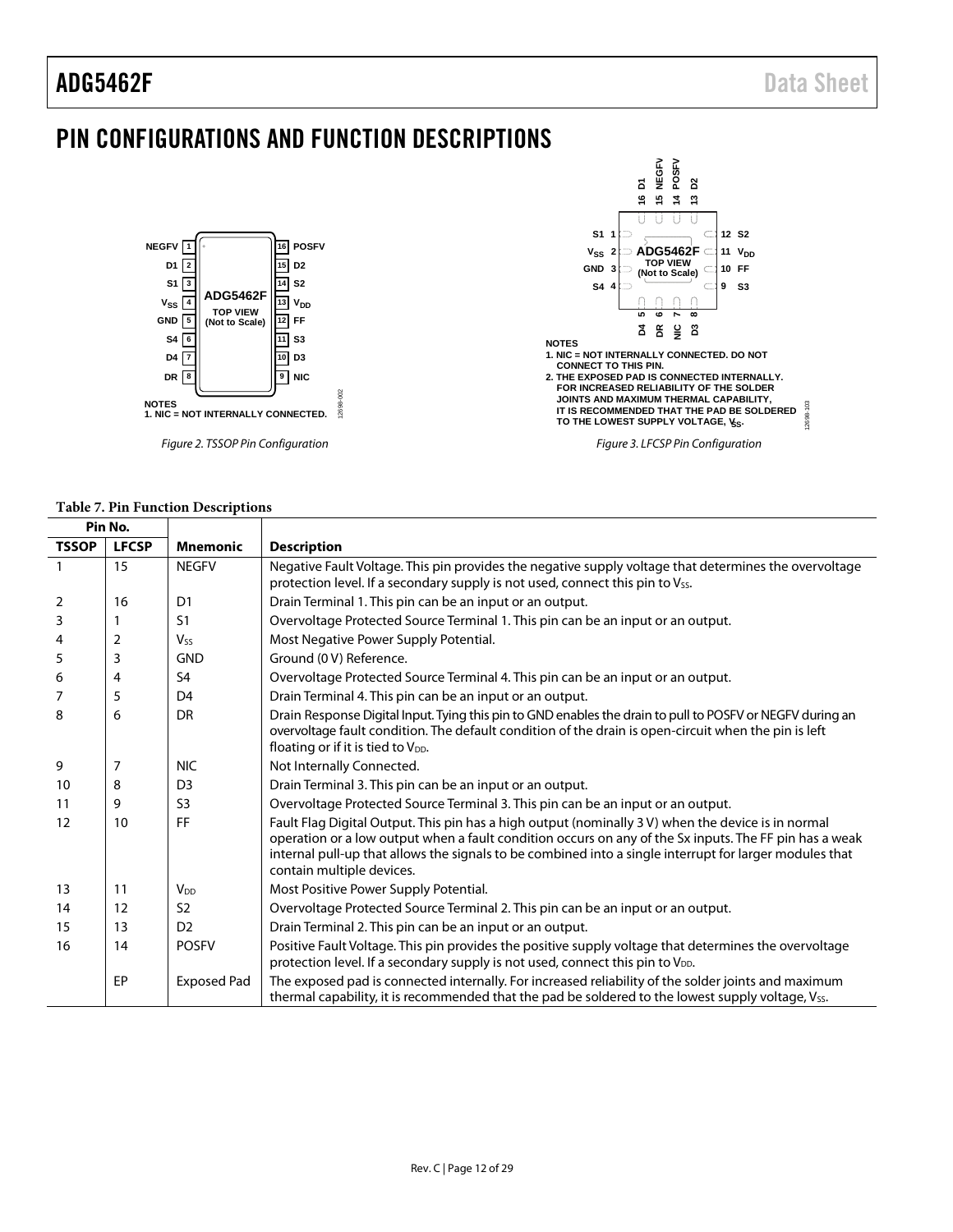## PIN CONFIGURATIONS AND FUNCTION DESCRIPTIONS

NOTES
1. NIC = NOT INTERNALLY CONNECTED.

Figure 2. TSSOP Pin Configuration

NOTES
1. NIC = NOT INTERNALLY CONNECTED. DO NOT CONNECT TO THIS PIN.
2. THE EXPOSED PAD IS CONNECTED INTERNALLY. FOR INCREASED RELIABILITY OF THE SOLDER JOINTS AND MAXIMUM THERMAL CAPABILITY, IT IS RECOMMENDED THAT THE PAD BE SOLDERED TO THE LOWEST SUPPLY VOLTAGE, $V_{SS}$.

Figure 3. LFCSP Pin Configuration

**Table 7. Pin Function Descriptions**

| Pin No. | | | |
|---|---|---|---|
| **TSSOP** | **LFCSP** | **Mnemonic** | **Description** |
| 1 | 15 | NEGFV | Negative Fault Voltage. This pin provides the negative supply voltage that determines the overvoltage protection level. If a secondary supply is not used, connect this pin to $V_{SS}$. |
| 2 | 16 | D1 | Drain Terminal 1. This pin can be an input or an output. |
| 3 | 1 | S1 | Overvoltage Protected Source Terminal 1. This pin can be an input or an output. |
| 4 | 2 | $V_{SS}$ | Most Negative Power Supply Potential. |
| 5 | 3 | GND | Ground (0 V) Reference. |
| 6 | 4 | S4 | Overvoltage Protected Source Terminal 4. This pin can be an input or an output. |
| 7 | 5 | D4 | Drain Terminal 4. This pin can be an input or an output. |
| 8 | 6 | DR | Drain Response Digital Input. Tying this pin to GND enables the drain to pull to POSFV or NEGFV during an overvoltage fault condition. The default condition of the drain is open-circuit when the pin is left floating or if it is tied to $V_{DD}$. |
| 9 | 7 | NIC | Not Internally Connected. |
| 10 | 8 | D3 | Drain Terminal 3. This pin can be an input or an output. |
| 11 | 9 | S3 | Overvoltage Protected Source Terminal 3. This pin can be an input or an output. |
| 12 | 10 | FF | Fault Flag Digital Output. This pin has a high output (nominally 3 V) when the device is in normal operation or a low output when a fault condition occurs on any of the Sx inputs. The FF pin has a weak internal pull-up that allows the signals to be combined into a single interrupt for larger modules that contain multiple devices. |
| 13 | 11 | $V_{DD}$ | Most Positive Power Supply Potential. |
| 14 | 12 | S2 | Overvoltage Protected Source Terminal 2. This pin can be an input or an output. |
| 15 | 13 | D2 | Drain Terminal 2. This pin can be an input or an output. |
| 16 | 14 | POSFV | Positive Fault Voltage. This pin provides the positive supply voltage that determines the overvoltage protection level. If a secondary supply is not used, connect this pin to $V_{DD}$. |
| | EP | Exposed Pad | The exposed pad is connected internally. For increased reliability of the solder joints and maximum thermal capability, it is recommended that the pad be soldered to the lowest supply voltage, $V_{SS}$. |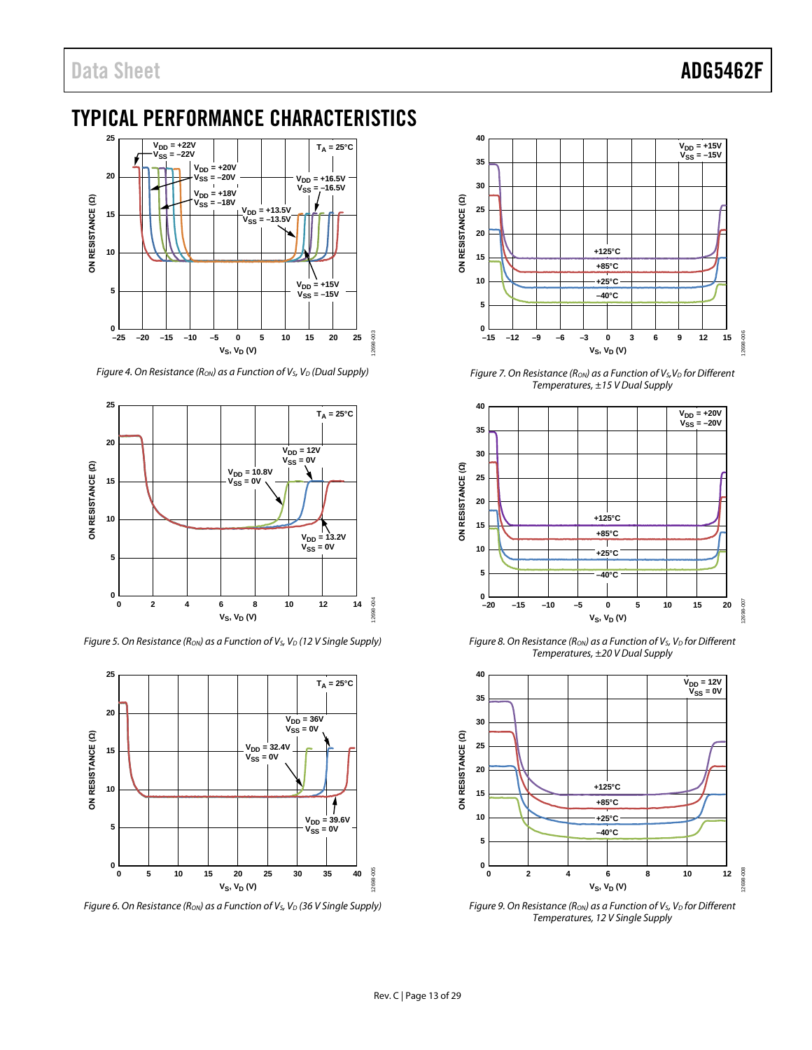## TYPICAL PERFORMANCE CHARACTERISTICS

Figure 4. On Resistance ($R_{ON}$) as a Function of $V_S$, $V_D$ (Dual Supply)

Figure 5. On Resistance ($R_{ON}$) as a Function of $V_S$, $V_D$ (12 V Single Supply)

Figure 6. On Resistance ($R_{ON}$) as a Function of $V_S$, $V_D$ (36 V Single Supply)

Figure 7. On Resistance ($R_{ON}$) as a Function of $V_S$, $V_D$ for Different Temperatures, ±15 V Dual Supply

Figure 8. On Resistance ($R_{ON}$) as a Function of $V_S$, $V_D$ for Different Temperatures, ±20 V Dual Supply

Figure 9. On Resistance ($R_{ON}$) as a Function of $V_S$, $V_D$ for Different Temperatures, 12 V Single Supply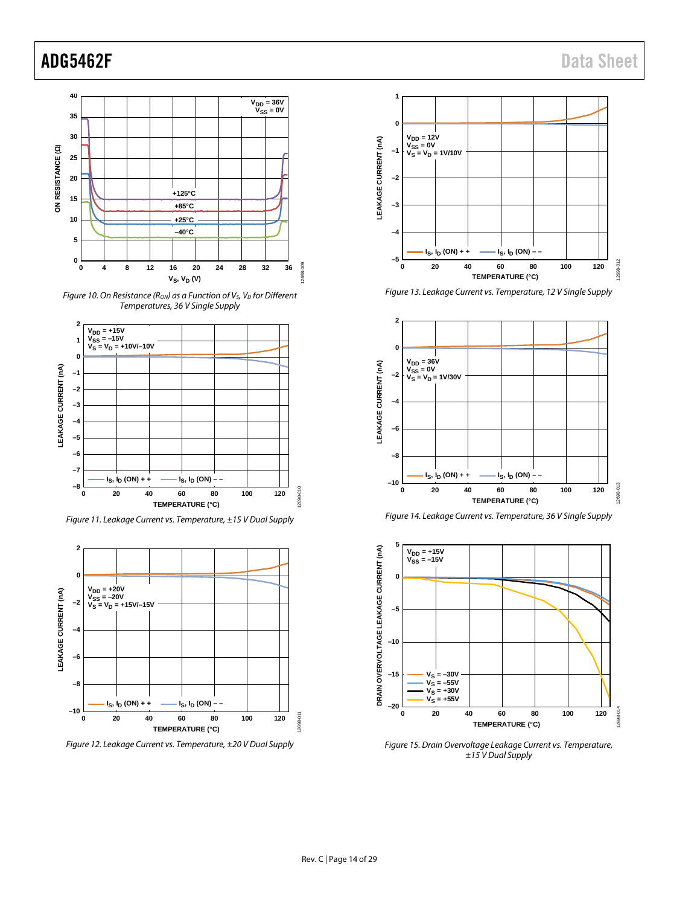Figure 10. On Resistance ($R_{ON}$) as a Function of $V_S$, $V_D$ for Different Temperatures, 36 V Single Supply

Figure 11. Leakage Current vs. Temperature, ±15 V Dual Supply

Figure 12. Leakage Current vs. Temperature, ±20 V Dual Supply

Figure 13. Leakage Current vs. Temperature, 12 V Single Supply

Figure 14. Leakage Current vs. Temperature, 36 V Single Supply

Figure 15. Drain Overvoltage Leakage Current vs. Temperature, ±15 V Dual Supply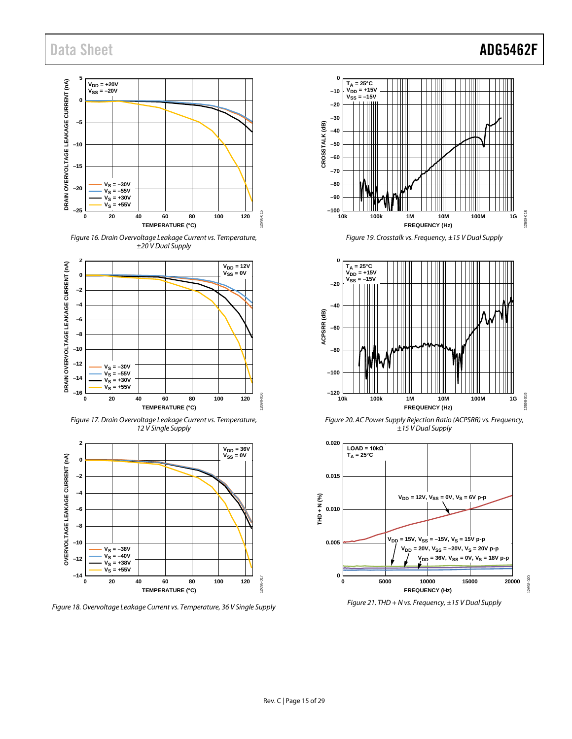Figure 16. Drain Overvoltage Leakage Current vs. Temperature, ±20 V Dual Supply

Figure 17. Drain Overvoltage Leakage Current vs. Temperature, 12 V Single Supply

Figure 18. Overvoltage Leakage Current vs. Temperature, 36 V Single Supply

Figure 19. Crosstalk vs. Frequency, ±15 V Dual Supply

Figure 20. AC Power Supply Rejection Ratio (ACPSRR) vs. Frequency, ±15 V Dual Supply

Figure 21. THD + N vs. Frequency, ±15 V Dual Supply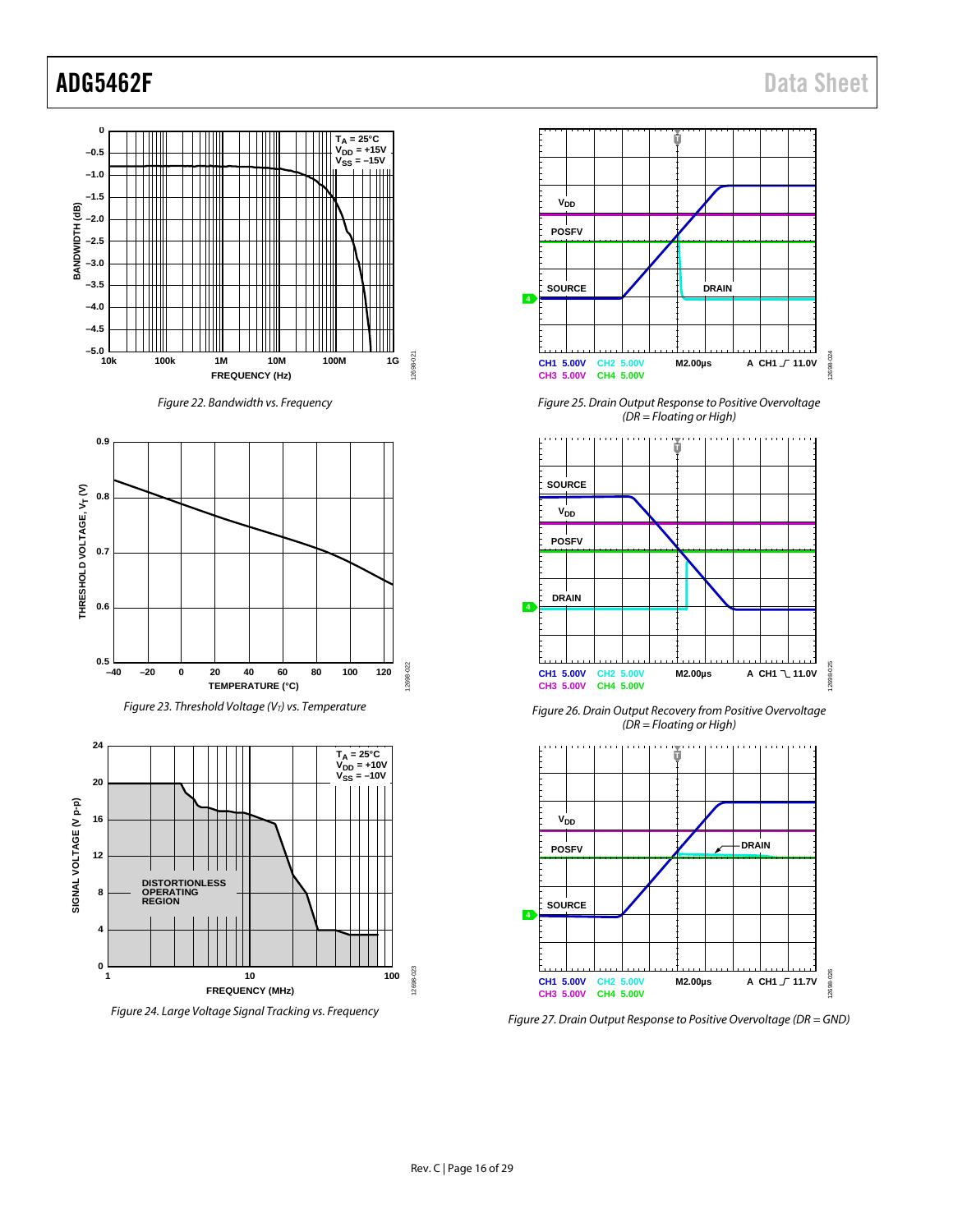Figure 22. Bandwidth vs. Frequency

Figure 23. Threshold Voltage ($V_T$) vs. Temperature

Figure 24. Large Voltage Signal Tracking vs. Frequency

Figure 25. Drain Output Response to Positive Overvoltage (DR = Floating or High)

Figure 26. Drain Output Recovery from Positive Overvoltage (DR = Floating or High)

Figure 27. Drain Output Response to Positive Overvoltage (DR = GND)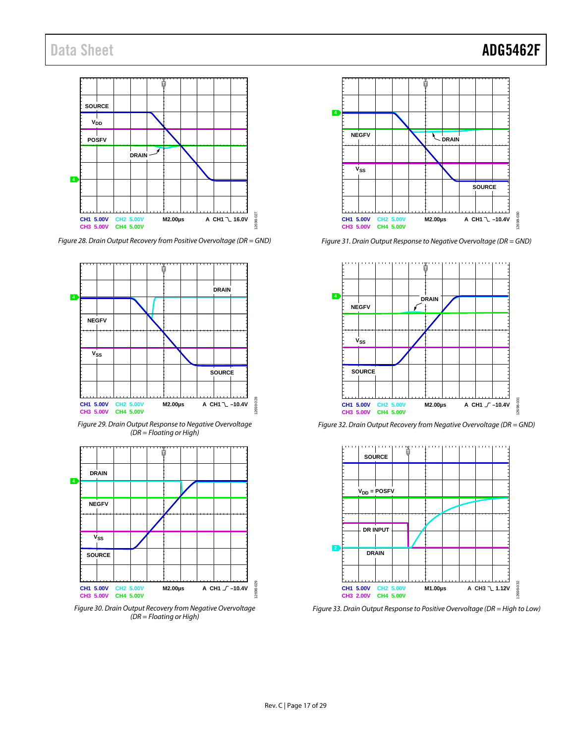Figure 28. Drain Output Recovery from Positive Overvoltage (DR = GND)

Figure 29. Drain Output Response to Negative Overvoltage (DR = Floating or High)

Figure 30. Drain Output Recovery from Negative Overvoltage (DR = Floating or High)

Figure 31. Drain Output Response to Negative Overvoltage (DR = GND)

Figure 32. Drain Output Recovery from Negative Overvoltage (DR = GND)

Figure 33. Drain Output Response to Positive Overvoltage (DR = High to Low)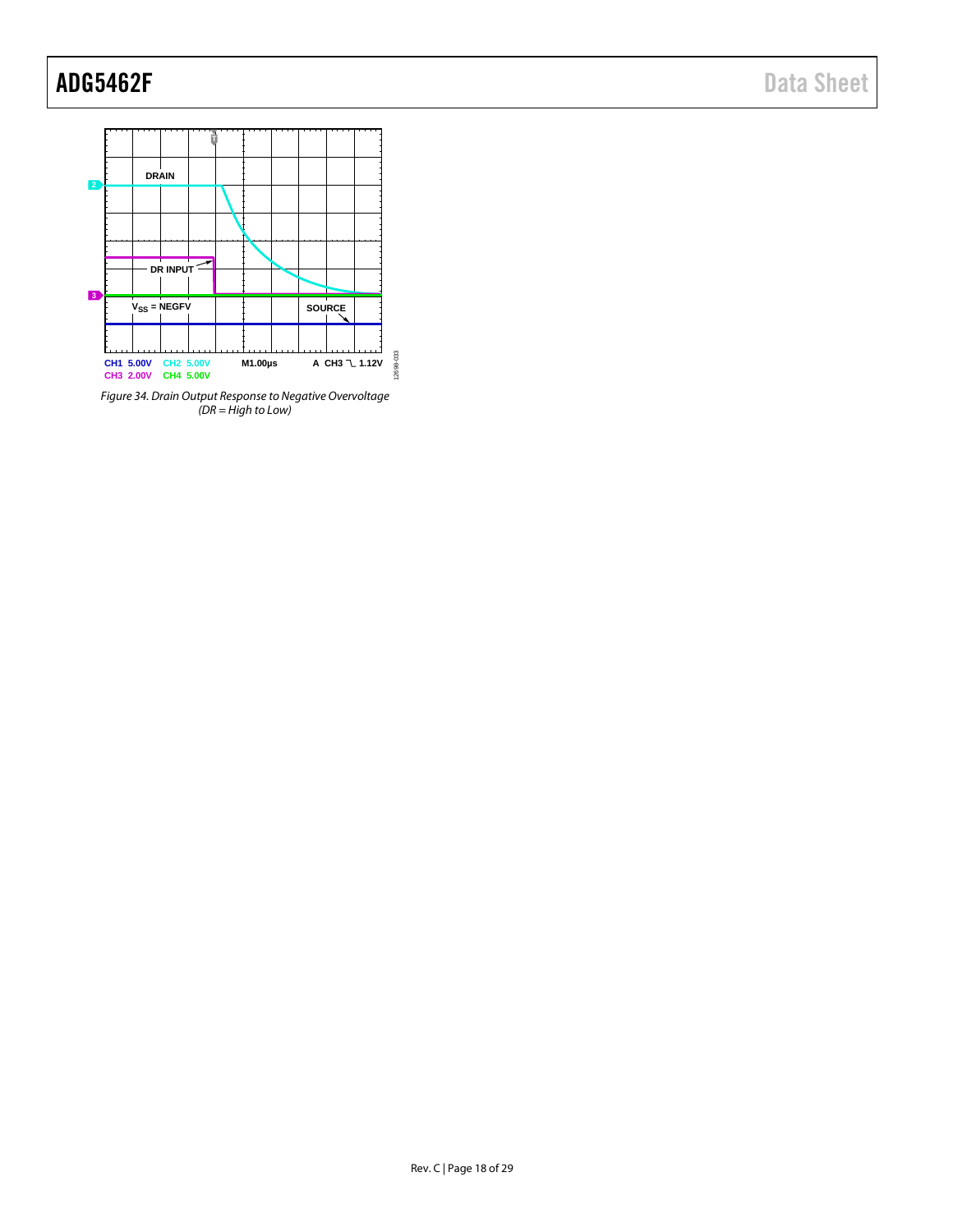Figure 34. Drain Output Response to Negative Overvoltage (DR = High to Low)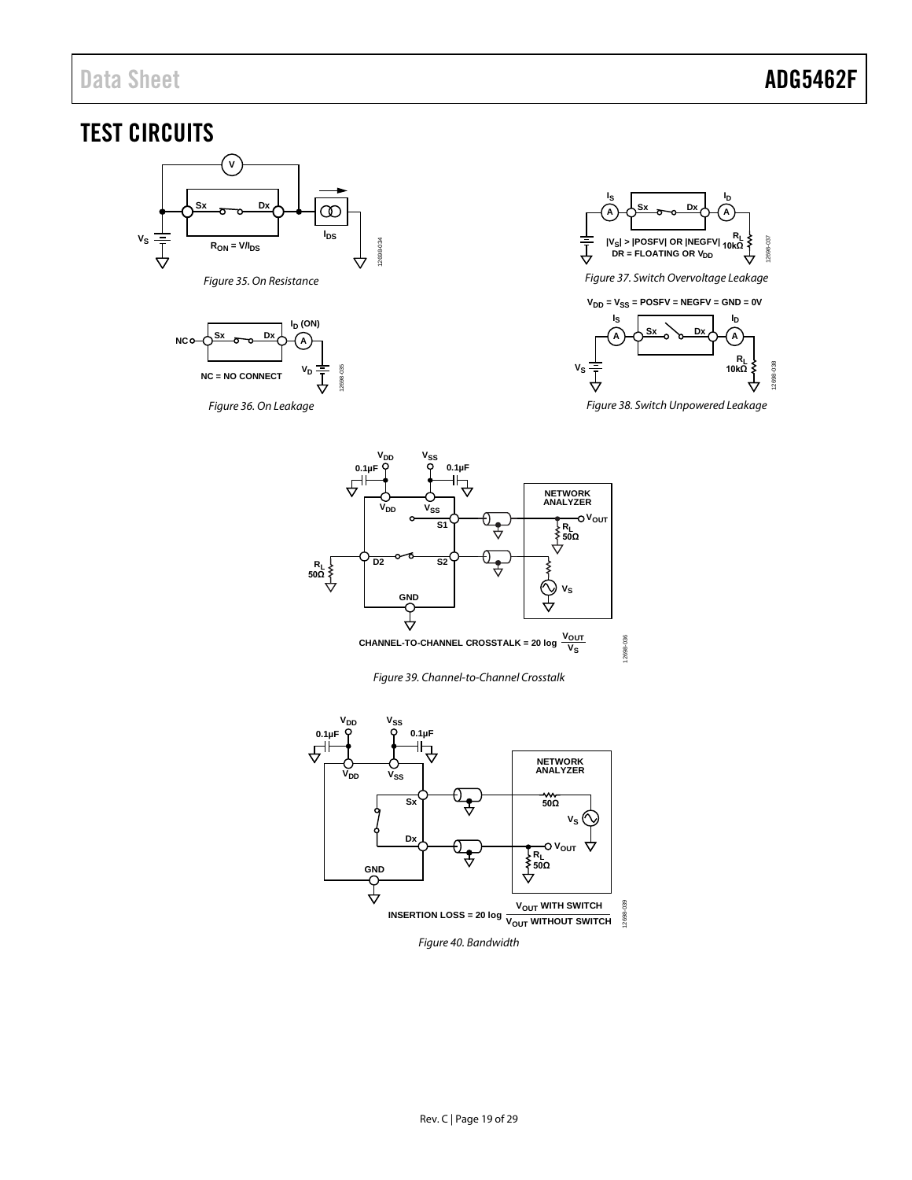# TEST CIRCUITS

Figure 35. On Resistance

Figure 36. On Leakage

Figure 37. Switch Overvoltage Leakage

Figure 38. Switch Unpowered Leakage

Figure 39. Channel-to-Channel Crosstalk

Figure 40. Bandwidth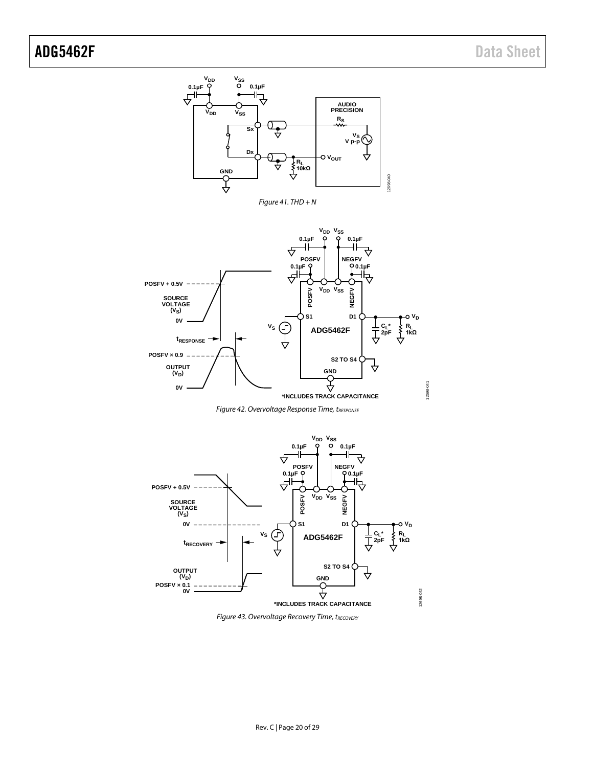Figure 41. THD + N

Figure 42. Overvoltage Response Time, $t_{RESPONSE}$

Figure 43. Overvoltage Recovery Time, $t_{RECOVERY}$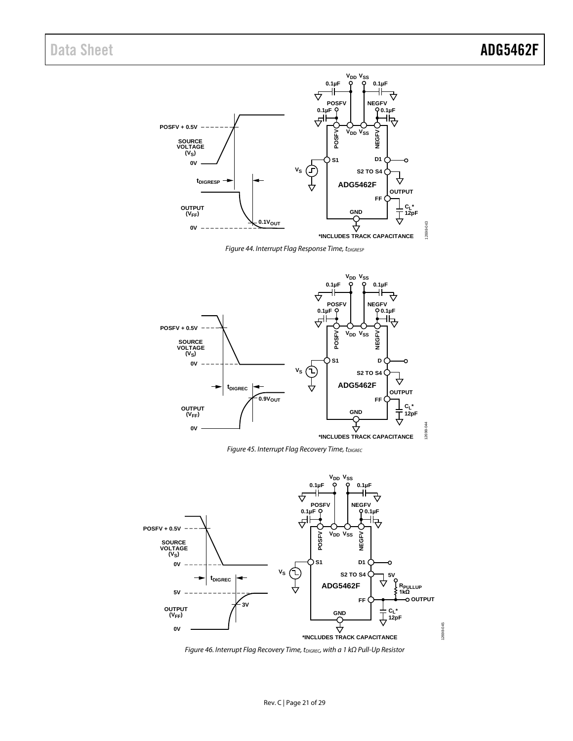Figure 44. Interrupt Flag Response Time, $t_{DIGRESP}$

Figure 45. Interrupt Flag Recovery Time, $t_{DIGREC}$

Figure 46. Interrupt Flag Recovery Time, $t_{DIGREC}$, with a 1 kΩ Pull-Up Resistor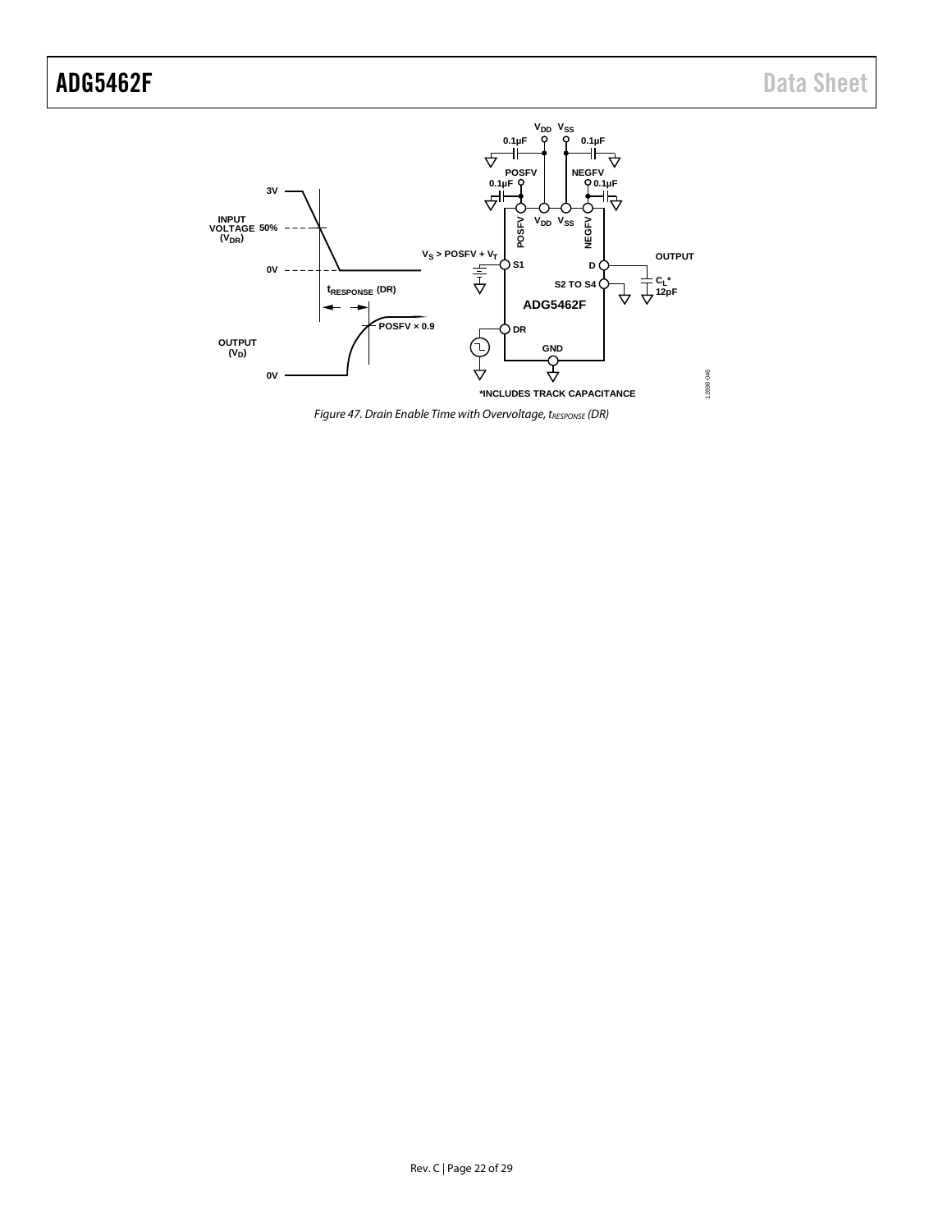Figure 47. Drain Enable Time with Overvoltage, $t_{RESPONSE}$ (DR)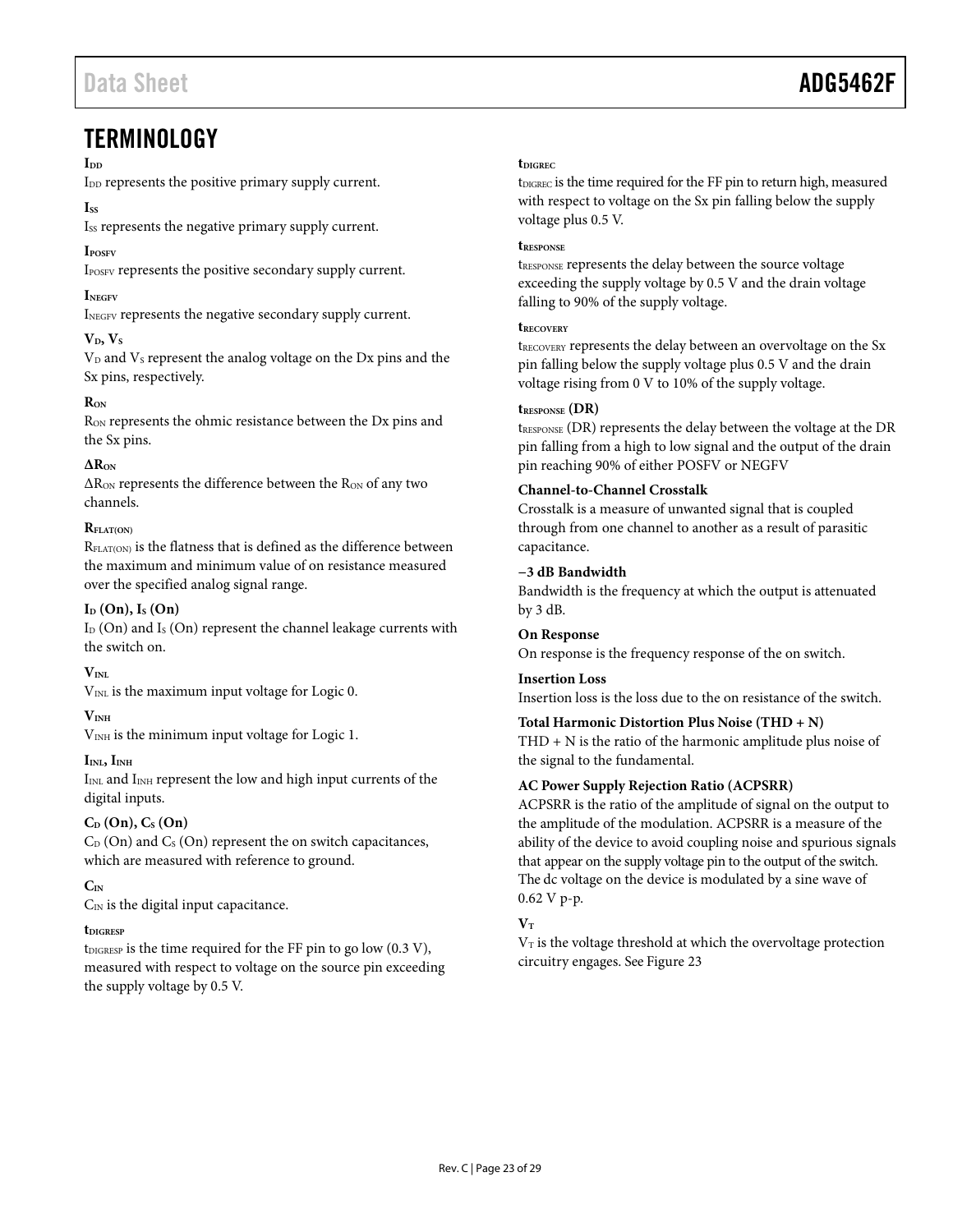# TERMINOLOGY

**$I_{DD}$**

$I_{DD}$ represents the positive primary supply current.

**$I_{SS}$**

$I_{SS}$ represents the negative primary supply current.

**$I_{POSFV}$**

$I_{POSFV}$ represents the positive secondary supply current.

**$I_{NEGFV}$**

$I_{NEGFV}$ represents the negative secondary supply current.

**$V_D$, $V_S$**

$V_D$ and $V_S$ represent the analog voltage on the Dx pins and the Sx pins, respectively.

**$R_{ON}$**

$R_{ON}$ represents the ohmic resistance between the Dx pins and the Sx pins.

**$\Delta R_{ON}$**

$\Delta R_{ON}$ represents the difference between the $R_{ON}$ of any two channels.

**$R_{FLAT(ON)}$**

$R_{FLAT(ON)}$ is the flatness that is defined as the difference between the maximum and minimum value of on resistance measured over the specified analog signal range.

**$I_D$ (On), $I_S$ (On)**

$I_D$ (On) and $I_S$ (On) represent the channel leakage currents with the switch on.

**$V_{INL}$**

$V_{INL}$ is the maximum input voltage for Logic 0.

**$V_{INH}$**

$V_{INH}$ is the minimum input voltage for Logic 1.

**$I_{INL}$, $I_{INH}$**

$I_{INL}$ and $I_{INH}$ represent the low and high input currents of the digital inputs.

**$C_D$ (On), $C_S$ (On)**

$C_D$ (On) and $C_S$ (On) represent the on switch capacitances, which are measured with reference to ground.

**$C_{IN}$**

$C_{IN}$ is the digital input capacitance.

**$t_{DIGRESP}$**

$t_{DIGRESP}$ is the time required for the FF pin to go low (0.3 V), measured with respect to voltage on the source pin exceeding the supply voltage by 0.5 V.

**$t_{DIGREC}$**

$t_{DIGREC}$ is the time required for the FF pin to return high, measured with respect to voltage on the Sx pin falling below the supply voltage plus 0.5 V.

**$t_{RESPONSE}$**

$t_{RESPONSE}$ represents the delay between the source voltage exceeding the supply voltage by 0.5 V and the drain voltage falling to 90% of the supply voltage.

**$t_{RECOVERY}$**

$t_{RECOVERY}$ represents the delay between an overvoltage on the Sx pin falling below the supply voltage plus 0.5 V and the drain voltage rising from 0 V to 10% of the supply voltage.

**$t_{RESPONSE}$ (DR)**

$t_{RESPONSE}$ (DR) represents the delay between the voltage at the DR pin falling from a high to low signal and the output of the drain pin reaching 90% of either POSFV or NEGFV

**Channel-to-Channel Crosstalk**

Crosstalk is a measure of unwanted signal that is coupled through from one channel to another as a result of parasitic capacitance.

**−3 dB Bandwidth**

Bandwidth is the frequency at which the output is attenuated by 3 dB.

**On Response**

On response is the frequency response of the on switch.

**Insertion Loss**

Insertion loss is the loss due to the on resistance of the switch.

**Total Harmonic Distortion Plus Noise (THD + N)**

THD + N is the ratio of the harmonic amplitude plus noise of the signal to the fundamental.

**AC Power Supply Rejection Ratio (ACPSRR)**

ACPSRR is the ratio of the amplitude of signal on the output to the amplitude of the modulation. ACPSRR is a measure of the ability of the device to avoid coupling noise and spurious signals that appear on the supply voltage pin to the output of the switch. The dc voltage on the device is modulated by a sine wave of 0.62 V p-p.

**$V_T$**

$V_T$ is the voltage threshold at which the overvoltage protection circuitry engages. See Figure 23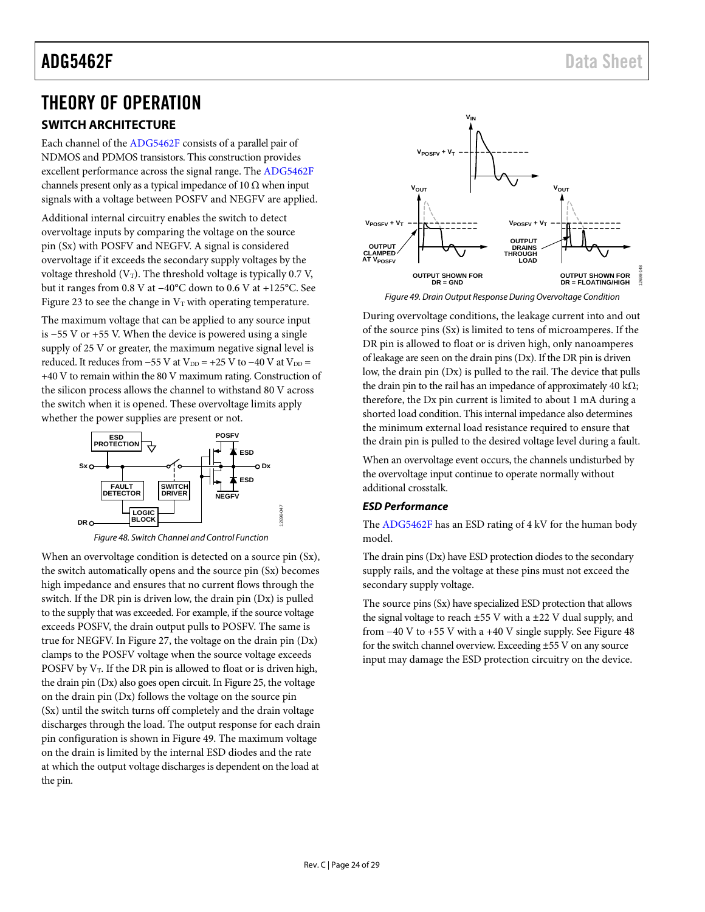# THEORY OF OPERATION

## SWITCH ARCHITECTURE

Each channel of the ADG5462F consists of a parallel pair of NDMOS and PDMOS transistors. This construction provides excellent performance across the signal range. The ADG5462F channels present only as a typical impedance of 10 Ω when input signals with a voltage between POSFV and NEGFV are applied.

Additional internal circuitry enables the switch to detect overvoltage inputs by comparing the voltage on the source pin (Sx) with POSFV and NEGFV. A signal is considered overvoltage if it exceeds the secondary supply voltages by the voltage threshold ($V_T$). The threshold voltage is typically 0.7 V, but it ranges from 0.8 V at −40°C down to 0.6 V at +125°C. See Figure 23 to see the change in $V_T$ with operating temperature.

The maximum voltage that can be applied to any source input is −55 V or +55 V. When the device is powered using a single supply of 25 V or greater, the maximum negative signal level is reduced. It reduces from −55 V at $V_{DD}$ = +25 V to −40 V at $V_{DD}$ = +40 V to remain within the 80 V maximum rating. Construction of the silicon process allows the channel to withstand 80 V across the switch when it is opened. These overvoltage limits apply whether the power supplies are present or not.

*Figure 48. Switch Channel and Control Function*

When an overvoltage condition is detected on a source pin (Sx), the switch automatically opens and the source pin (Sx) becomes high impedance and ensures that no current flows through the switch. If the DR pin is driven low, the drain pin (Dx) is pulled to the supply that was exceeded. For example, if the source voltage exceeds POSFV, the drain output pulls to POSFV. The same is true for NEGFV. In Figure 27, the voltage on the drain pin (Dx) clamps to the POSFV voltage when the source voltage exceeds POSFV by $V_T$. If the DR pin is allowed to float or is driven high, the drain pin (Dx) also goes open circuit. In Figure 25, the voltage on the drain pin (Dx) follows the voltage on the source pin (Sx) until the switch turns off completely and the drain voltage discharges through the load. The output response for each drain pin configuration is shown in Figure 49. The maximum voltage on the drain is limited by the internal ESD diodes and the rate at which the output voltage discharges is dependent on the load at the pin.

*Figure 49. Drain Output Response During Overvoltage Condition*

During overvoltage conditions, the leakage current into and out of the source pins (Sx) is limited to tens of microamperes. If the DR pin is allowed to float or is driven high, only nanoamperes of leakage are seen on the drain pins (Dx). If the DR pin is driven low, the drain pin (Dx) is pulled to the rail. The device that pulls the drain pin to the rail has an impedance of approximately 40 kΩ; therefore, the Dx pin current is limited to about 1 mA during a shorted load condition. This internal impedance also determines the minimum external load resistance required to ensure that the drain pin is pulled to the desired voltage level during a fault.

When an overvoltage event occurs, the channels undisturbed by the overvoltage input continue to operate normally without additional crosstalk.

### *ESD Performance*

The ADG5462F has an ESD rating of 4 kV for the human body model.

The drain pins (Dx) have ESD protection diodes to the secondary supply rails, and the voltage at these pins must not exceed the secondary supply voltage.

The source pins (Sx) have specialized ESD protection that allows the signal voltage to reach ±55 V with a ±22 V dual supply, and from −40 V to +55 V with a +40 V single supply. See Figure 48 for the switch channel overview. Exceeding ±55 V on any source input may damage the ESD protection circuitry on the device.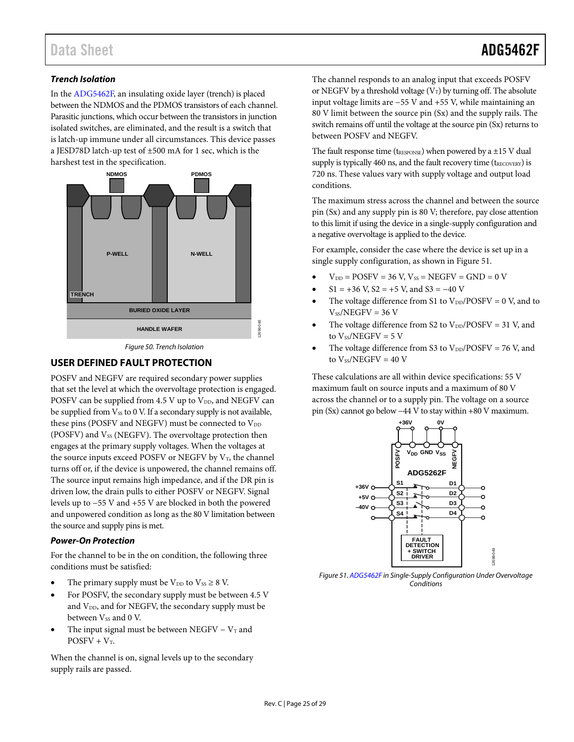### *Trench Isolation*

In the ADG5462F, an insulating oxide layer (trench) is placed between the NDMOS and the PDMOS transistors of each channel. Parasitic junctions, which occur between the transistors in junction isolated switches, are eliminated, and the result is a switch that is latch-up immune under all circumstances. This device passes a JESD78D latch-up test of ±500 mA for 1 sec, which is the harshest test in the specification.

*Figure 50. Trench Isolation*

## USER DEFINED FAULT PROTECTION

POSFV and NEGFV are required secondary power supplies that set the level at which the overvoltage protection is engaged. POSFV can be supplied from 4.5 V up to $V_{DD}$, and NEGFV can be supplied from $V_{SS}$ to 0 V. If a secondary supply is not available, these pins (POSFV and NEGFV) must be connected to $V_{DD}$ (POSFV) and $V_{SS}$ (NEGFV). The overvoltage protection then engages at the primary supply voltages. When the voltages at the source inputs exceed POSFV or NEGFV by $V_T$, the channel turns off or, if the device is unpowered, the channel remains off. The source input remains high impedance, and if the DR pin is driven low, the drain pulls to either POSFV or NEGFV. Signal levels up to −55 V and +55 V are blocked in both the powered and unpowered condition as long as the 80 V limitation between the source and supply pins is met.

### *Power-On Protection*

For the channel to be in the on condition, the following three conditions must be satisfied:

- The primary supply must be $V_{DD}$ to $V_{SS}$ ≥ 8 V.
- For POSFV, the secondary supply must be between 4.5 V and $V_{DD}$, and for NEGFV, the secondary supply must be between $V_{SS}$ and 0 V.
- The input signal must be between NEGFV − $V_T$ and POSFV + $V_T$.

When the channel is on, signal levels up to the secondary supply rails are passed.

The channel responds to an analog input that exceeds POSFV or NEGFV by a threshold voltage ($V_T$) by turning off. The absolute input voltage limits are −55 V and +55 V, while maintaining an 80 V limit between the source pin (Sx) and the supply rails. The switch remains off until the voltage at the source pin (Sx) returns to between POSFV and NEGFV.

The fault response time ($t_{RESPONSE}$) when powered by a ±15 V dual supply is typically 460 ns, and the fault recovery time ($t_{RECOVERY}$) is 720 ns. These values vary with supply voltage and output load conditions.

The maximum stress across the channel and between the source pin (Sx) and any supply pin is 80 V; therefore, pay close attention to this limit if using the device in a single-supply configuration and a negative overvoltage is applied to the device.

For example, consider the case where the device is set up in a single supply configuration, as shown in Figure 51.

- $V_{DD}$ = POSFV = 36 V, $V_{SS}$ = NEGFV = GND = 0 V
- S1 = +36 V, S2 = +5 V, and S3 = −40 V
- The voltage difference from S1 to $V_{DD}$/POSFV = 0 V, and to $V_{SS}$/NEGFV = 36 V
- The voltage difference from S2 to $V_{DD}$/POSFV = 31 V, and to $V_{SS}$/NEGFV = 5 V
- The voltage difference from S3 to $V_{DD}$/POSFV = 76 V, and to $V_{SS}$/NEGFV = 40 V

These calculations are all within device specifications: 55 V maximum fault on source inputs and a maximum of 80 V across the channel or to a supply pin. The voltage on a source pin (Sx) cannot go below −44 V to stay within +80 V maximum.

*Figure 51. ADG5462F in Single-Supply Configuration Under Overvoltage Conditions*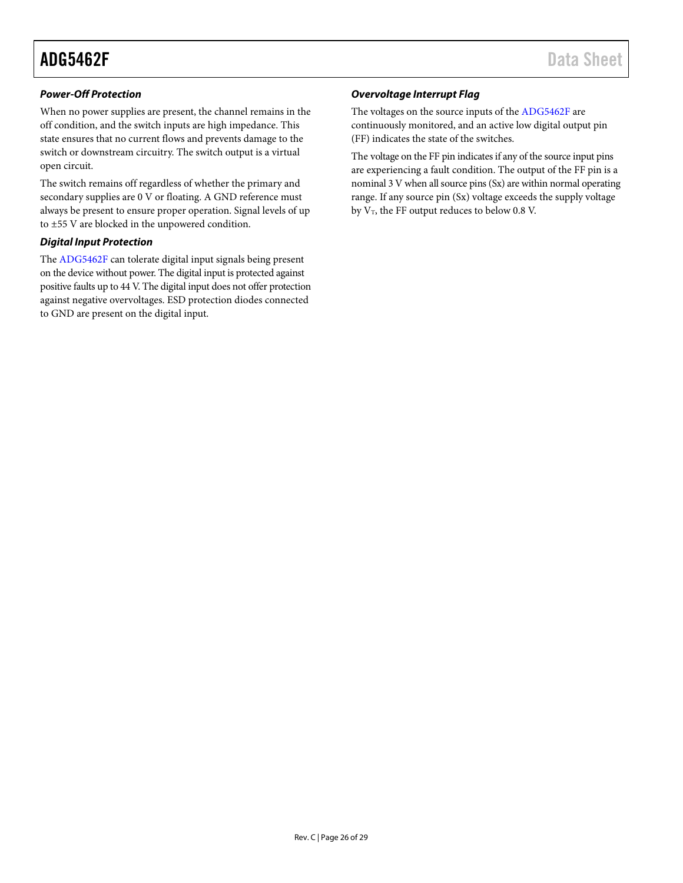### *Power-Off Protection*

When no power supplies are present, the channel remains in the off condition, and the switch inputs are high impedance. This state ensures that no current flows and prevents damage to the switch or downstream circuitry. The switch output is a virtual open circuit.

The switch remains off regardless of whether the primary and secondary supplies are 0 V or floating. A GND reference must always be present to ensure proper operation. Signal levels of up to ±55 V are blocked in the unpowered condition.

### *Digital Input Protection*

The ADG5462F can tolerate digital input signals being present on the device without power. The digital input is protected against positive faults up to 44 V. The digital input does not offer protection against negative overvoltages. ESD protection diodes connected to GND are present on the digital input.

### *Overvoltage Interrupt Flag*

The voltages on the source inputs of the ADG5462F are continuously monitored, and an active low digital output pin (FF) indicates the state of the switches.

The voltage on the FF pin indicates if any of the source input pins are experiencing a fault condition. The output of the FF pin is a nominal 3 V when all source pins (Sx) are within normal operating range. If any source pin (Sx) voltage exceeds the supply voltage by $V_T$, the FF output reduces to below 0.8 V.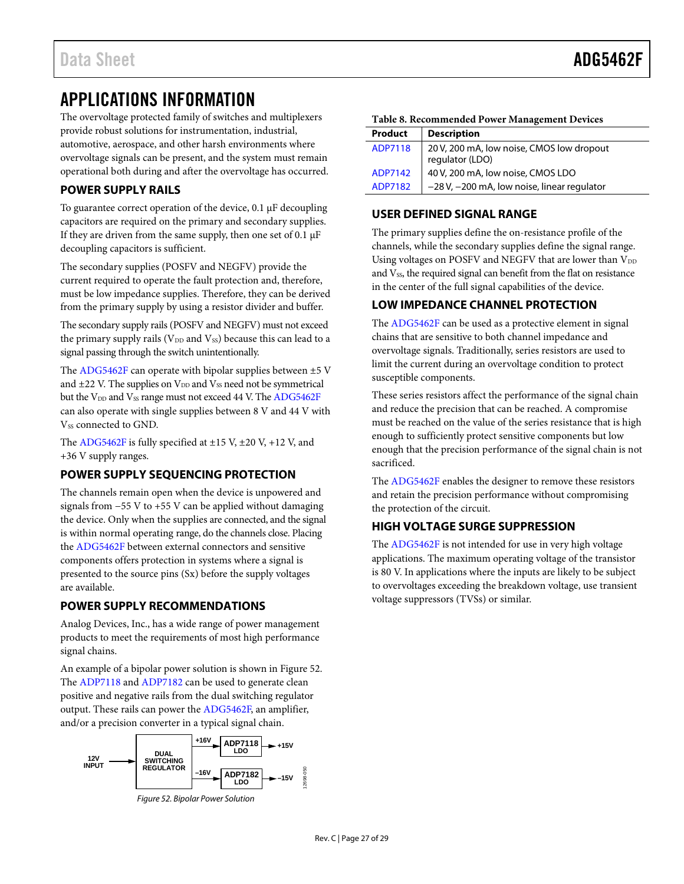# APPLICATIONS INFORMATION

The overvoltage protected family of switches and multiplexers provide robust solutions for instrumentation, industrial, automotive, aerospace, and other harsh environments where overvoltage signals can be present, and the system must remain operational both during and after the overvoltage has occurred.

## POWER SUPPLY RAILS

To guarantee correct operation of the device, 0.1 µF decoupling capacitors are required on the primary and secondary supplies. If they are driven from the same supply, then one set of 0.1 µF decoupling capacitors is sufficient.

The secondary supplies (POSFV and NEGFV) provide the current required to operate the fault protection and, therefore, must be low impedance supplies. Therefore, they can be derived from the primary supply by using a resistor divider and buffer.

The secondary supply rails (POSFV and NEGFV) must not exceed the primary supply rails ($V_{DD}$ and $V_{SS}$) because this can lead to a signal passing through the switch unintentionally.

The ADG5462F can operate with bipolar supplies between ±5 V and ±22 V. The supplies on $V_{DD}$ and $V_{SS}$ need not be symmetrical but the $V_{DD}$ and $V_{SS}$ range must not exceed 44 V. The ADG5462F can also operate with single supplies between 8 V and 44 V with $V_{SS}$ connected to GND.

The ADG5462F is fully specified at ±15 V, ±20 V, +12 V, and +36 V supply ranges.

## POWER SUPPLY SEQUENCING PROTECTION

The channels remain open when the device is unpowered and signals from −55 V to +55 V can be applied without damaging the device. Only when the supplies are connected, and the signal is within normal operating range, do the channels close. Placing the ADG5462F between external connectors and sensitive components offers protection in systems where a signal is presented to the source pins (Sx) before the supply voltages are available.

## POWER SUPPLY RECOMMENDATIONS

Analog Devices, Inc., has a wide range of power management products to meet the requirements of most high performance signal chains.

An example of a bipolar power solution is shown in Figure 52. The ADP7118 and ADP7182 can be used to generate clean positive and negative rails from the dual switching regulator output. These rails can power the ADG5462F, an amplifier, and/or a precision converter in a typical signal chain.

Figure 52. Bipolar Power Solution

Table 8. Recommended Power Management Devices

| Product | Description |
|---|---|
| ADP7118 | 20 V, 200 mA, low noise, CMOS low dropout regulator (LDO) |
| ADP7142 | 40 V, 200 mA, low noise, CMOS LDO |
| ADP7182 | −28 V, −200 mA, low noise, linear regulator |

## USER DEFINED SIGNAL RANGE

The primary supplies define the on-resistance profile of the channels, while the secondary supplies define the signal range. Using voltages on POSFV and NEGFV that are lower than $V_{DD}$ and $V_{SS}$, the required signal can benefit from the flat on resistance in the center of the full signal capabilities of the device.

## LOW IMPEDANCE CHANNEL PROTECTION

The ADG5462F can be used as a protective element in signal chains that are sensitive to both channel impedance and overvoltage signals. Traditionally, series resistors are used to limit the current during an overvoltage condition to protect susceptible components.

These series resistors affect the performance of the signal chain and reduce the precision that can be reached. A compromise must be reached on the value of the series resistance that is high enough to sufficiently protect sensitive components but low enough that the precision performance of the signal chain is not sacrificed.

The ADG5462F enables the designer to remove these resistors and retain the precision performance without compromising the protection of the circuit.

## HIGH VOLTAGE SURGE SUPPRESSION

The ADG5462F is not intended for use in very high voltage applications. The maximum operating voltage of the transistor is 80 V. In applications where the inputs are likely to be subject to overvoltages exceeding the breakdown voltage, use transient voltage suppressors (TVSs) or similar.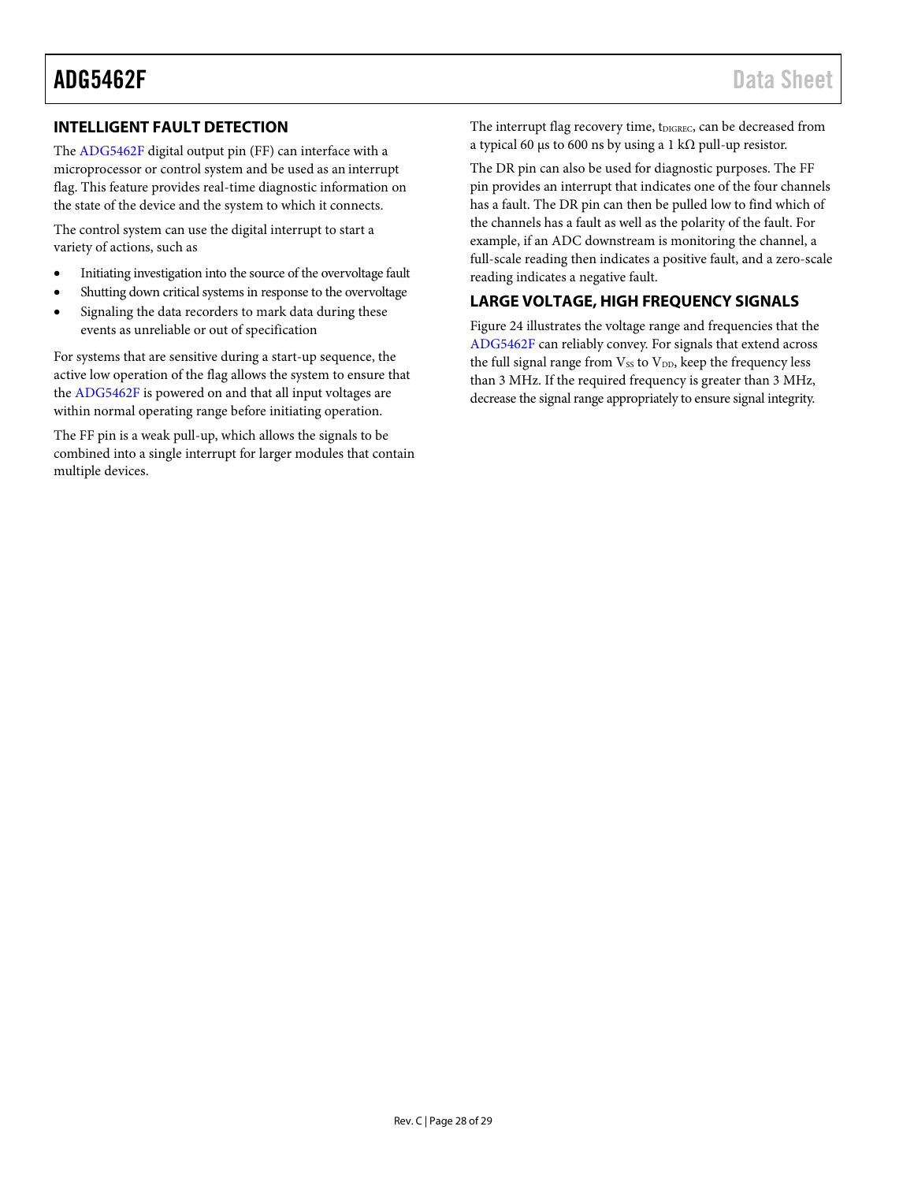## INTELLIGENT FAULT DETECTION

The ADG5462F digital output pin (FF) can interface with a microprocessor or control system and be used as an interrupt flag. This feature provides real-time diagnostic information on the state of the device and the system to which it connects.

The control system can use the digital interrupt to start a variety of actions, such as

- Initiating investigation into the source of the overvoltage fault
- Shutting down critical systems in response to the overvoltage
- Signaling the data recorders to mark data during these events as unreliable or out of specification

For systems that are sensitive during a start-up sequence, the active low operation of the flag allows the system to ensure that the ADG5462F is powered on and that all input voltages are within normal operating range before initiating operation.

The FF pin is a weak pull-up, which allows the signals to be combined into a single interrupt for larger modules that contain multiple devices.

The interrupt flag recovery time, $t_{DIGREC}$, can be decreased from a typical 60 µs to 600 ns by using a 1 kΩ pull-up resistor.

The DR pin can also be used for diagnostic purposes. The FF pin provides an interrupt that indicates one of the four channels has a fault. The DR pin can then be pulled low to find which of the channels has a fault as well as the polarity of the fault. For example, if an ADC downstream is monitoring the channel, a full-scale reading then indicates a positive fault, and a zero-scale reading indicates a negative fault.

## LARGE VOLTAGE, HIGH FREQUENCY SIGNALS

Figure 24 illustrates the voltage range and frequencies that the ADG5462F can reliably convey. For signals that extend across the full signal range from $V_{SS}$ to $V_{DD}$, keep the frequency less than 3 MHz. If the required frequency is greater than 3 MHz, decrease the signal range appropriately to ensure signal integrity.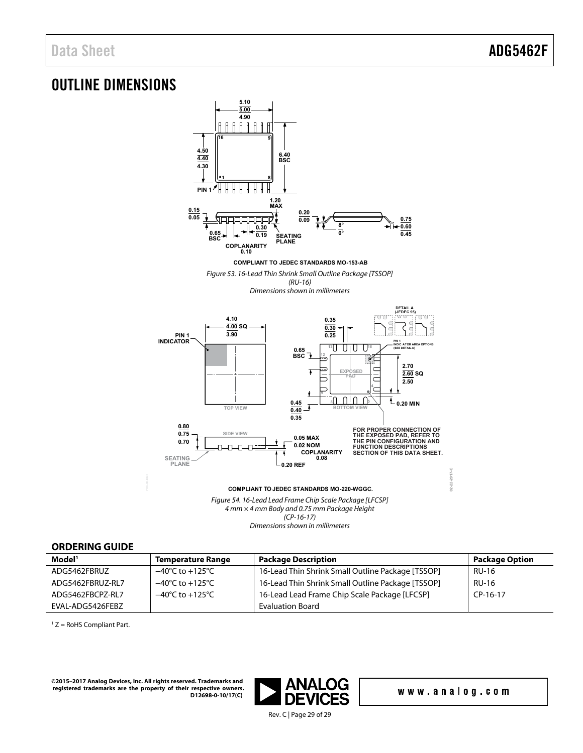# OUTLINE DIMENSIONS

5.10
5.00
4.90
16
9
4.50
4.40
4.30
6.40 BSC
1
8
PIN 1
1.20 MAX
0.15
0.05
0.20
0.09
8°
0°
0.75
0.60
0.45
0.30
0.19
0.65 BSC
SEATING PLANE
COPLANARITY 0.10

COMPLIANT TO JEDEC STANDARDS MO-153-AB

*Figure 53. 16-Lead Thin Shrink Small Outline Package [TSSOP] (RU-16) Dimensions shown in millimeters*

4.10
4.00 SQ
3.90
PIN 1 INDICATOR
TOP VIEW
0.35
0.30
0.25
DETAIL A (JEDEC 95)
PIN 1 INDIC ATOR AREA OPTIONS (SEE DETAIL A)
0.65 BSC
13
16
12
1
EXPOSED PAD
2.70
2.60 SQ
2.50
9
4
8
5
0.45
0.40
0.35
BOTTOM VIEW
0.20 MIN
0.80
0.75
0.70
SIDE VIEW
0.05 MAX
0.02 NOM
COPLANARITY 0.08
SEATING PLANE
0.20 REF
FOR PROPER CONNECTION OF THE EXPOSED PAD, REFER TO THE PIN CONFIGURATION AND FUNCTION DESCRIPTIONS SECTION OF THIS DATA SHEET.
02-22-2017-C

COMPLIANT TO JEDEC STANDARDS MO-220-WGGC.

*Figure 54. 16-Lead Lead Frame Chip Scale Package [LFCSP] 4 mm × 4 mm Body and 0.75 mm Package Height (CP-16-17) Dimensions shown in millimeters*

## ORDERING GUIDE

| Model[1] | Temperature Range | Package Description | Package Option |
|---|---|---|---|
| ADG5462FBRUZ | −40°C to +125°C | 16-Lead Thin Shrink Small Outline Package [TSSOP] | RU-16 |
| ADG5462FBRUZ-RL7 | −40°C to +125°C | 16-Lead Thin Shrink Small Outline Package [TSSOP] | RU-16 |
| ADG5462FBCPZ-RL7 | −40°C to +125°C | 16-Lead Lead Frame Chip Scale Package [LFCSP] | CP-16-17 |
| EVAL-ADG5426FEBZ | | Evaluation Board | |

[1] Z = RoHS Compliant Part.

**©2015–2017 Analog Devices, Inc. All rights reserved. Trademarks and registered trademarks are the property of their respective owners. D12698-0-10/17(C)**